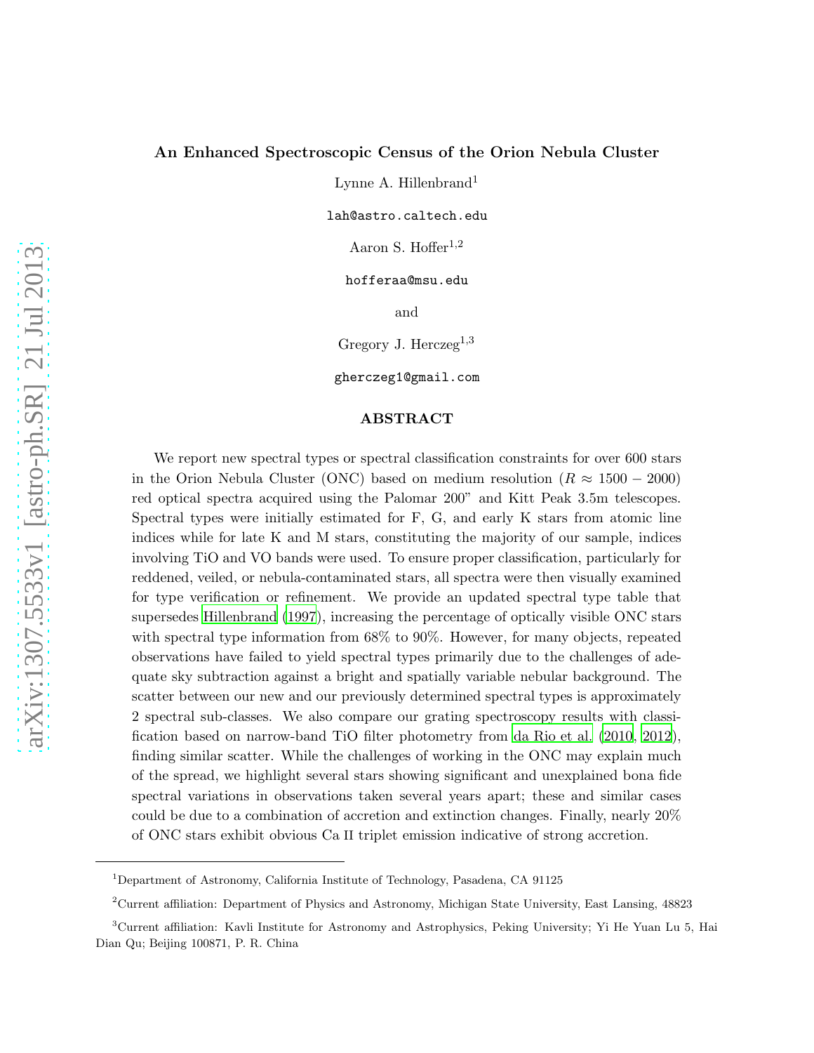# An Enhanced Spectroscopic Census of the Orion Nebula Cluster

Lynne A. Hillenbrand[1]

lah@astro.caltech.edu

Aaron S. Hoffer[1,2]

hofferaa@msu.edu

and

Gregory J. Herczeg[1,3]

gherczeg1@gmail.com

## ABSTRACT

We report new spectral types or spectral classification constraints for over 600 stars in the Orion Nebula Cluster (ONC) based on medium resolution ($R \approx 1500 - 2000$) red optical spectra acquired using the Palomar 200" and Kitt Peak 3.5m telescopes. Spectral types were initially estimated for F, G, and early K stars from atomic line indices while for late K and M stars, constituting the majority of our sample, indices involving TiO and VO bands were used. To ensure proper classification, particularly for reddened, veiled, or nebula-contaminated stars, all spectra were then visually examined for type verification or refinement. We provide an updated spectral type table that supersedes Hillenbrand (1997), increasing the percentage of optically visible ONC stars with spectral type information from 68% to 90%. However, for many objects, repeated observations have failed to yield spectral types primarily due to the challenges of adequate sky subtraction against a bright and spatially variable nebular background. The scatter between our new and our previously determined spectral types is approximately 2 spectral sub-classes. We also compare our grating spectroscopy results with classification based on narrow-band TiO filter photometry from da Rio et al. (2010, 2012), finding similar scatter. While the challenges of working in the ONC may explain much of the spread, we highlight several stars showing significant and unexplained bona fide spectral variations in observations taken several years apart; these and similar cases could be due to a combination of accretion and extinction changes. Finally, nearly 20% of ONC stars exhibit obvious Ca II triplet emission indicative of strong accretion.

---

[1]Department of Astronomy, California Institute of Technology, Pasadena, CA 91125

[2]Current affiliation: Department of Physics and Astronomy, Michigan State University, East Lansing, 48823

[3]Current affiliation: Kavli Institute for Astronomy and Astrophysics, Peking University; Yi He Yuan Lu 5, Hai Dian Qu; Beijing 100871, P. R. China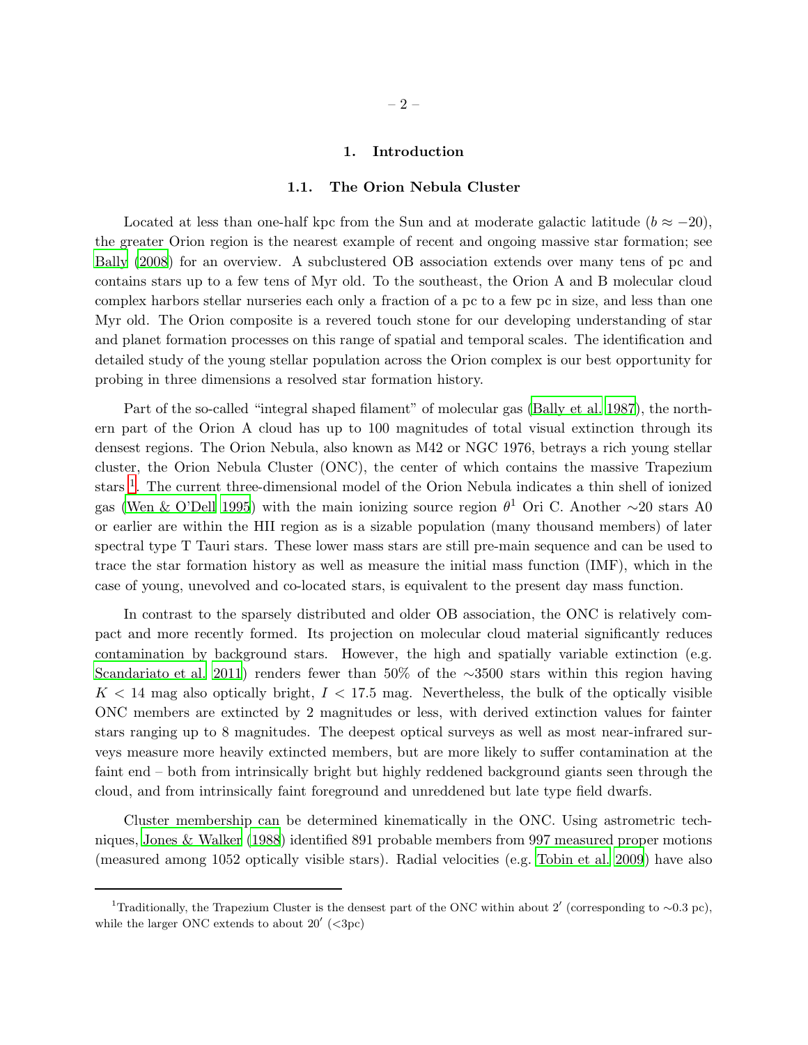# 1. Introduction

## 1.1. The Orion Nebula Cluster

Located at less than one-half kpc from the Sun and at moderate galactic latitude ($b \approx -20$), the greater Orion region is the nearest example of recent and ongoing massive star formation; see Bally (2008) for an overview. A subclustered OB association extends over many tens of pc and contains stars up to a few tens of Myr old. To the southeast, the Orion A and B molecular cloud complex harbors stellar nurseries each only a fraction of a pc to a few pc in size, and less than one Myr old. The Orion composite is a revered touch stone for our developing understanding of star and planet formation processes on this range of spatial and temporal scales. The identification and detailed study of the young stellar population across the Orion complex is our best opportunity for probing in three dimensions a resolved star formation history.

Part of the so-called "integral shaped filament" of molecular gas (Bally et al. 1987), the northern part of the Orion A cloud has up to 100 magnitudes of total visual extinction through its densest regions. The Orion Nebula, also known as M42 or NGC 1976, betrays a rich young stellar cluster, the Orion Nebula Cluster (ONC), the center of which contains the massive Trapezium stars [1]. The current three-dimensional model of the Orion Nebula indicates a thin shell of ionized gas (Wen & O'Dell 1995) with the main ionizing source region $\theta^1$ Ori C. Another $\sim$20 stars A0 or earlier are within the HII region as is a sizable population (many thousand members) of later spectral type T Tauri stars. These lower mass stars are still pre-main sequence and can be used to trace the star formation history as well as measure the initial mass function (IMF), which in the case of young, unevolved and co-located stars, is equivalent to the present day mass function.

In contrast to the sparsely distributed and older OB association, the ONC is relatively compact and more recently formed. Its projection on molecular cloud material significantly reduces contamination by background stars. However, the high and spatially variable extinction (e.g. Scandariato et al. 2011) renders fewer than 50% of the $\sim$3500 stars within this region having $K < 14$ mag also optically bright, $I < 17.5$ mag. Nevertheless, the bulk of the optically visible ONC members are extincted by 2 magnitudes or less, with derived extinction values for fainter stars ranging up to 8 magnitudes. The deepest optical surveys as well as most near-infrared surveys measure more heavily extincted members, but are more likely to suffer contamination at the faint end – both from intrinsically bright but highly reddened background giants seen through the cloud, and from intrinsically faint foreground and unreddened but late type field dwarfs.

Cluster membership can be determined kinematically in the ONC. Using astrometric techniques, Jones & Walker (1988) identified 891 probable members from 997 measured proper motions (measured among 1052 optically visible stars). Radial velocities (e.g. Tobin et al. 2009) have also

[1] Traditionally, the Trapezium Cluster is the densest part of the ONC within about $2'$ (corresponding to $\sim$0.3 pc), while the larger ONC extends to about $20'$ (<3pc)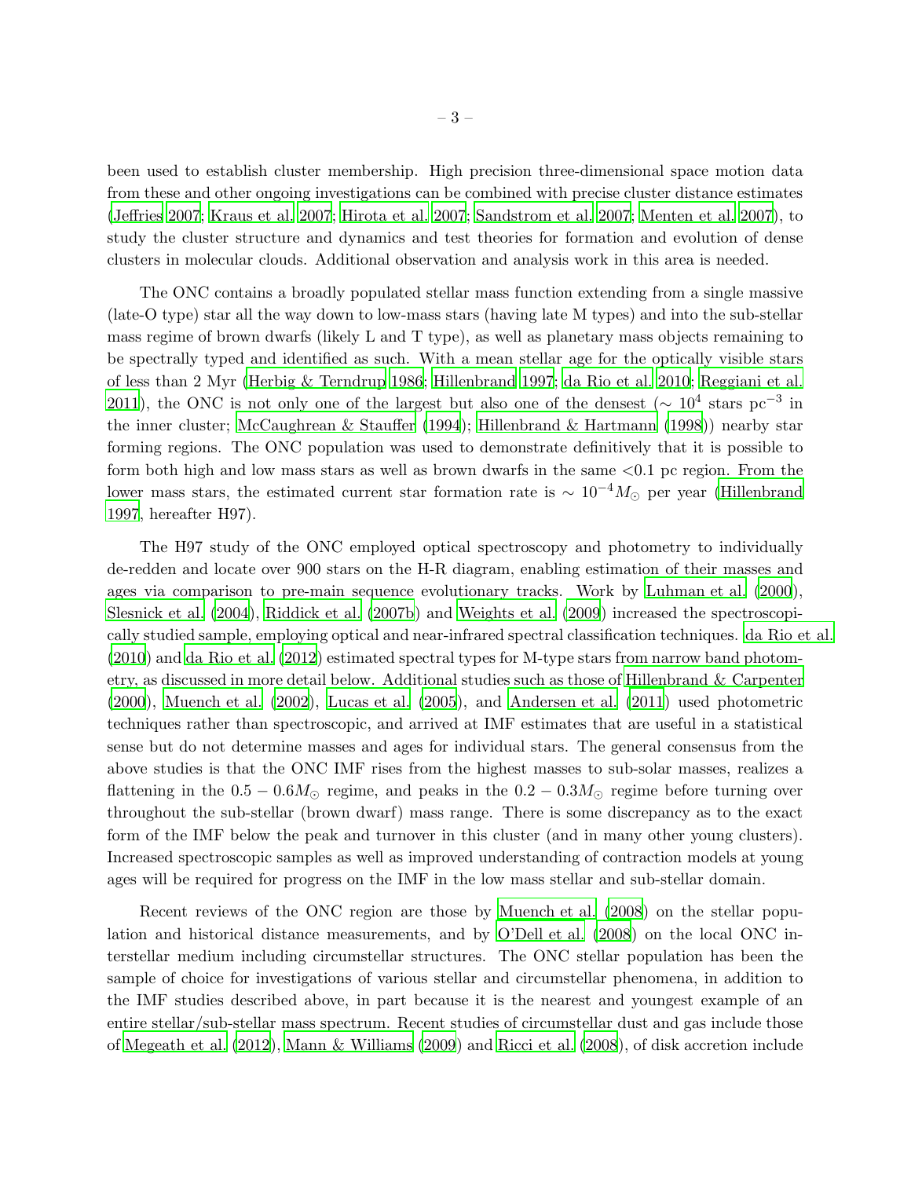been used to establish cluster membership. High precision three-dimensional space motion data from these and other ongoing investigations can be combined with precise cluster distance estimates (Jeffries 2007; Kraus et al. 2007; Hirota et al. 2007; Sandstrom et al. 2007; Menten et al. 2007), to study the cluster structure and dynamics and test theories for formation and evolution of dense clusters in molecular clouds. Additional observation and analysis work in this area is needed.

The ONC contains a broadly populated stellar mass function extending from a single massive (late-O type) star all the way down to low-mass stars (having late M types) and into the sub-stellar mass regime of brown dwarfs (likely L and T type), as well as planetary mass objects remaining to be spectrally typed and identified as such. With a mean stellar age for the optically visible stars of less than 2 Myr (Herbig & Terndrup 1986; Hillenbrand 1997; da Rio et al. 2010; Reggiani et al. 2011), the ONC is not only one of the largest but also one of the densest ($\sim 10^4$ stars pc$^{-3}$ in the inner cluster; McCaughrean & Stauffer (1994); Hillenbrand & Hartmann (1998)) nearby star forming regions. The ONC population was used to demonstrate definitively that it is possible to form both high and low mass stars as well as brown dwarfs in the same <0.1 pc region. From the lower mass stars, the estimated current star formation rate is $\sim 10^{-4} M_{\odot}$ per year (Hillenbrand 1997, hereafter H97).

The H97 study of the ONC employed optical spectroscopy and photometry to individually de-redden and locate over 900 stars on the H-R diagram, enabling estimation of their masses and ages via comparison to pre-main sequence evolutionary tracks. Work by Luhman et al. (2000), Slesnick et al. (2004), Riddick et al. (2007b) and Weights et al. (2009) increased the spectroscopically studied sample, employing optical and near-infrared spectral classification techniques. da Rio et al. (2010) and da Rio et al. (2012) estimated spectral types for M-type stars from narrow band photometry, as discussed in more detail below. Additional studies such as those of Hillenbrand & Carpenter (2000), Muench et al. (2002), Lucas et al. (2005), and Andersen et al. (2011) used photometric techniques rather than spectroscopic, and arrived at IMF estimates that are useful in a statistical sense but do not determine masses and ages for individual stars. The general consensus from the above studies is that the ONC IMF rises from the highest masses to sub-solar masses, realizes a flattening in the $0.5 - 0.6 M_{\odot}$ regime, and peaks in the $0.2 - 0.3 M_{\odot}$ regime before turning over throughout the sub-stellar (brown dwarf) mass range. There is some discrepancy as to the exact form of the IMF below the peak and turnover in this cluster (and in many other young clusters). Increased spectroscopic samples as well as improved understanding of contraction models at young ages will be required for progress on the IMF in the low mass stellar and sub-stellar domain.

Recent reviews of the ONC region are those by Muench et al. (2008) on the stellar population and historical distance measurements, and by O'Dell et al. (2008) on the local ONC interstellar medium including circumstellar structures. The ONC stellar population has been the sample of choice for investigations of various stellar and circumstellar phenomena, in addition to the IMF studies described above, in part because it is the nearest and youngest example of an entire stellar/sub-stellar mass spectrum. Recent studies of circumstellar dust and gas include those of Megeath et al. (2012), Mann & Williams (2009) and Ricci et al. (2008), of disk accretion include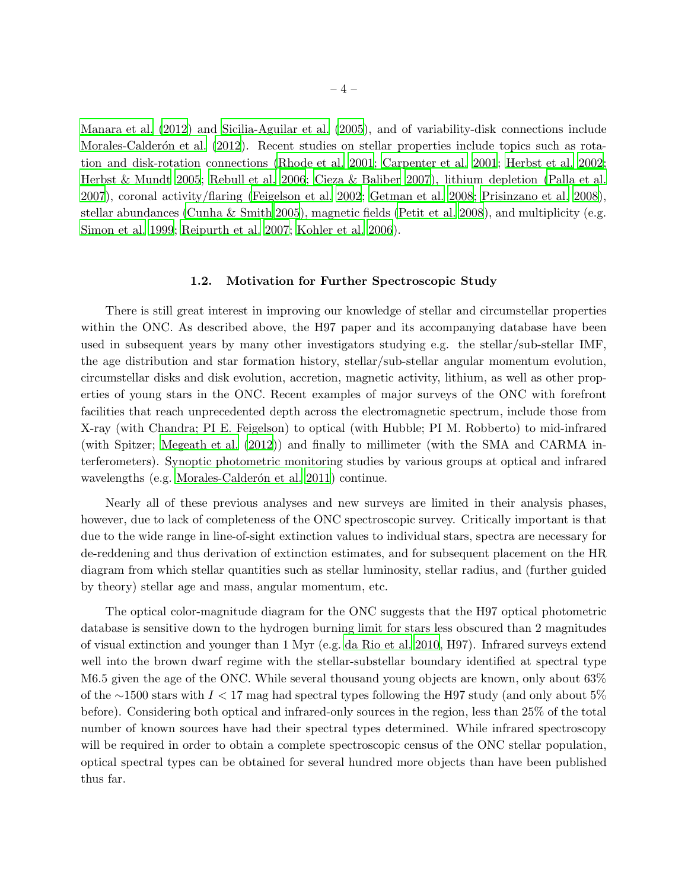Manara et al. (2012) and Sicilia-Aguilar et al. (2005), and of variability-disk connections include Morales-Calderón et al. (2012). Recent studies on stellar properties include topics such as rotation and disk-rotation connections (Rhode et al. 2001; Carpenter et al. 2001; Herbst et al. 2002; Herbst & Mundt 2005; Rebull et al. 2006; Cieza & Baliber 2007), lithium depletion (Palla et al. 2007), coronal activity/flaring (Feigelson et al. 2002; Getman et al. 2008; Prisinzano et al. 2008), stellar abundances (Cunha & Smith 2005), magnetic fields (Petit et al. 2008), and multiplicity (e.g. Simon et al. 1999; Reipurth et al. 2007; Kohler et al. 2006).

### 1.2. Motivation for Further Spectroscopic Study

There is still great interest in improving our knowledge of stellar and circumstellar properties within the ONC. As described above, the H97 paper and its accompanying database have been used in subsequent years by many other investigators studying e.g. the stellar/sub-stellar IMF, the age distribution and star formation history, stellar/sub-stellar angular momentum evolution, circumstellar disks and disk evolution, accretion, magnetic activity, lithium, as well as other properties of young stars in the ONC. Recent examples of major surveys of the ONC with forefront facilities that reach unprecedented depth across the electromagnetic spectrum, include those from X-ray (with Chandra; PI E. Feigelson) to optical (with Hubble; PI M. Robberto) to mid-infrared (with Spitzer; Megeath et al. (2012)) and finally to millimeter (with the SMA and CARMA interferometers). Synoptic photometric monitoring studies by various groups at optical and infrared wavelengths (e.g. Morales-Calderón et al. 2011) continue.

Nearly all of these previous analyses and new surveys are limited in their analysis phases, however, due to lack of completeness of the ONC spectroscopic survey. Critically important is that due to the wide range in line-of-sight extinction values to individual stars, spectra are necessary for de-reddening and thus derivation of extinction estimates, and for subsequent placement on the HR diagram from which stellar quantities such as stellar luminosity, stellar radius, and (further guided by theory) stellar age and mass, angular momentum, etc.

The optical color-magnitude diagram for the ONC suggests that the H97 optical photometric database is sensitive down to the hydrogen burning limit for stars less obscured than 2 magnitudes of visual extinction and younger than 1 Myr (e.g. da Rio et al. 2010, H97). Infrared surveys extend well into the brown dwarf regime with the stellar-substellar boundary identified at spectral type M6.5 given the age of the ONC. While several thousand young objects are known, only about 63% of the $\sim$1500 stars with $I < 17$ mag had spectral types following the H97 study (and only about 5% before). Considering both optical and infrared-only sources in the region, less than 25% of the total number of known sources have had their spectral types determined. While infrared spectroscopy will be required in order to obtain a complete spectroscopic census of the ONC stellar population, optical spectral types can be obtained for several hundred more objects than have been published thus far.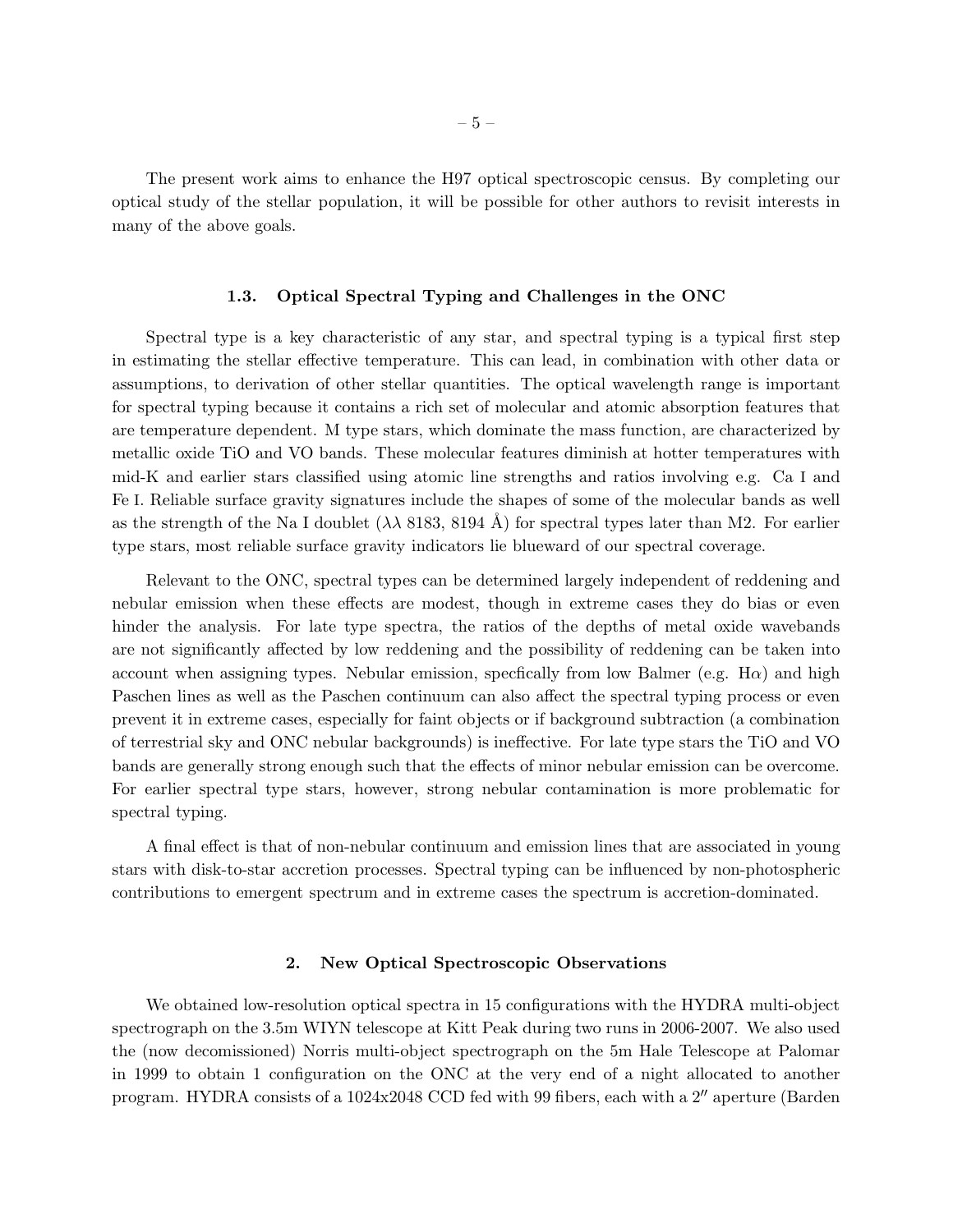The present work aims to enhance the H97 optical spectroscopic census. By completing our optical study of the stellar population, it will be possible for other authors to revisit interests in many of the above goals.

### 1.3. Optical Spectral Typing and Challenges in the ONC

Spectral type is a key characteristic of any star, and spectral typing is a typical first step in estimating the stellar effective temperature. This can lead, in combination with other data or assumptions, to derivation of other stellar quantities. The optical wavelength range is important for spectral typing because it contains a rich set of molecular and atomic absorption features that are temperature dependent. M type stars, which dominate the mass function, are characterized by metallic oxide TiO and VO bands. These molecular features diminish at hotter temperatures with mid-K and earlier stars classified using atomic line strengths and ratios involving e.g. Ca I and Fe I. Reliable surface gravity signatures include the shapes of some of the molecular bands as well as the strength of the Na I doublet ($\lambda\lambda$ 8183, 8194 Å) for spectral types later than M2. For earlier type stars, most reliable surface gravity indicators lie blueward of our spectral coverage.

Relevant to the ONC, spectral types can be determined largely independent of reddening and nebular emission when these effects are modest, though in extreme cases they do bias or even hinder the analysis. For late type spectra, the ratios of the depths of metal oxide wavebands are not significantly affected by low reddening and the possibility of reddening can be taken into account when assigning types. Nebular emission, specfically from low Balmer (e.g. H$\alpha$) and high Paschen lines as well as the Paschen continuum can also affect the spectral typing process or even prevent it in extreme cases, especially for faint objects or if background subtraction (a combination of terrestrial sky and ONC nebular backgrounds) is ineffective. For late type stars the TiO and VO bands are generally strong enough such that the effects of minor nebular emission can be overcome. For earlier spectral type stars, however, strong nebular contamination is more problematic for spectral typing.

A final effect is that of non-nebular continuum and emission lines that are associated in young stars with disk-to-star accretion processes. Spectral typing can be influenced by non-photospheric contributions to emergent spectrum and in extreme cases the spectrum is accretion-dominated.

## 2. New Optical Spectroscopic Observations

We obtained low-resolution optical spectra in 15 configurations with the HYDRA multi-object spectrograph on the 3.5m WIYN telescope at Kitt Peak during two runs in 2006-2007. We also used the (now decomissioned) Norris multi-object spectrograph on the 5m Hale Telescope at Palomar in 1999 to obtain 1 configuration on the ONC at the very end of a night allocated to another program. HYDRA consists of a 1024x2048 CCD fed with 99 fibers, each with a 2″ aperture (Barden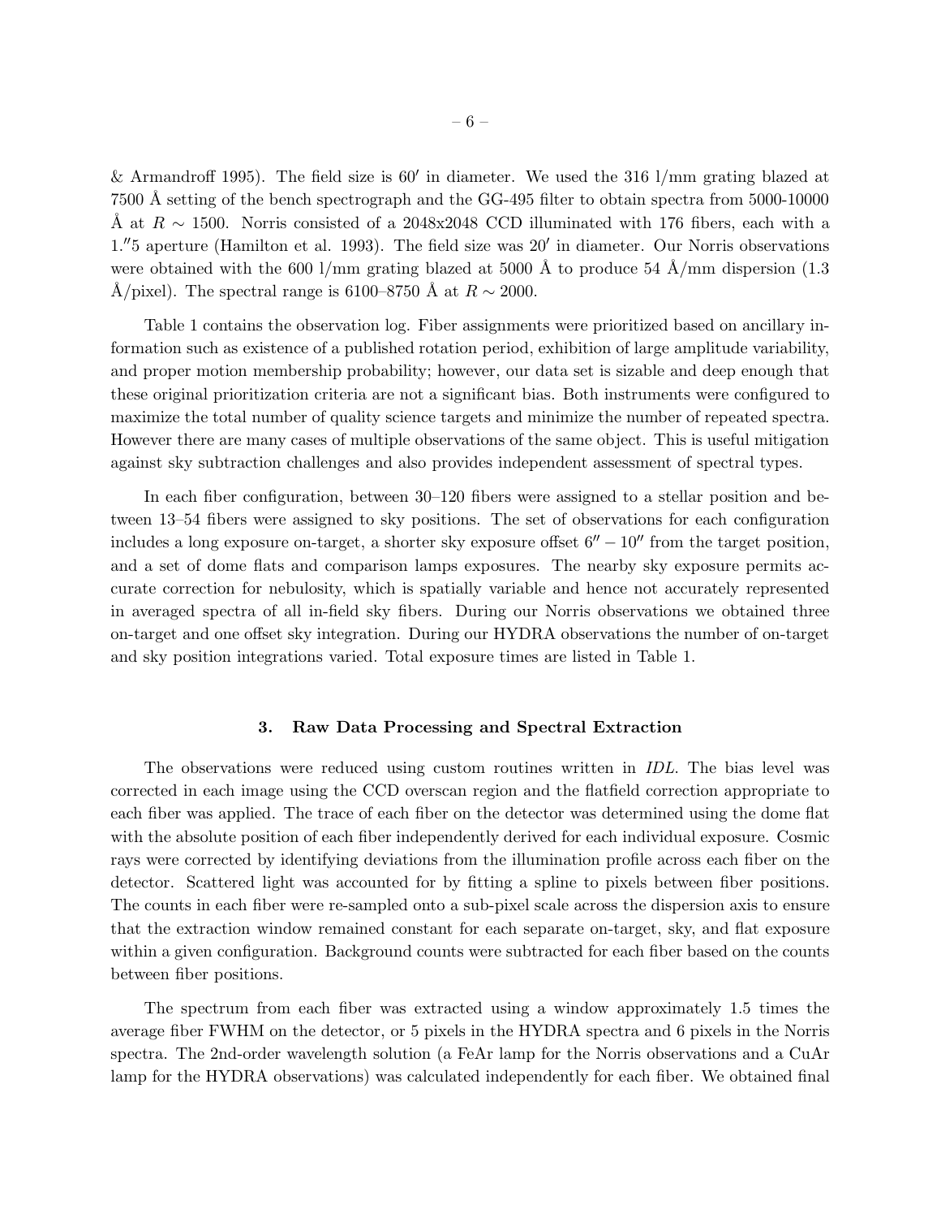& Armandroff 1995). The field size is 60′ in diameter. We used the 316 l/mm grating blazed at 7500 Å setting of the bench spectrograph and the GG-495 filter to obtain spectra from 5000-10000 Å at $R \sim 1500$. Norris consisted of a 2048x2048 CCD illuminated with 176 fibers, each with a 1.″5 aperture (Hamilton et al. 1993). The field size was 20′ in diameter. Our Norris observations were obtained with the 600 l/mm grating blazed at 5000 Å to produce 54 Å/mm dispersion (1.3 Å/pixel). The spectral range is 6100–8750 Å at $R \sim 2000$.

Table 1 contains the observation log. Fiber assignments were prioritized based on ancillary information such as existence of a published rotation period, exhibition of large amplitude variability, and proper motion membership probability; however, our data set is sizable and deep enough that these original prioritization criteria are not a significant bias. Both instruments were configured to maximize the total number of quality science targets and minimize the number of repeated spectra. However there are many cases of multiple observations of the same object. This is useful mitigation against sky subtraction challenges and also provides independent assessment of spectral types.

In each fiber configuration, between 30–120 fibers were assigned to a stellar position and between 13–54 fibers were assigned to sky positions. The set of observations for each configuration includes a long exposure on-target, a shorter sky exposure offset 6″ − 10″ from the target position, and a set of dome flats and comparison lamps exposures. The nearby sky exposure permits accurate correction for nebulosity, which is spatially variable and hence not accurately represented in averaged spectra of all in-field sky fibers. During our Norris observations we obtained three on-target and one offset sky integration. During our HYDRA observations the number of on-target and sky position integrations varied. Total exposure times are listed in Table 1.

## 3. Raw Data Processing and Spectral Extraction

The observations were reduced using custom routines written in *IDL*. The bias level was corrected in each image using the CCD overscan region and the flatfield correction appropriate to each fiber was applied. The trace of each fiber on the detector was determined using the dome flat with the absolute position of each fiber independently derived for each individual exposure. Cosmic rays were corrected by identifying deviations from the illumination profile across each fiber on the detector. Scattered light was accounted for by fitting a spline to pixels between fiber positions. The counts in each fiber were re-sampled onto a sub-pixel scale across the dispersion axis to ensure that the extraction window remained constant for each separate on-target, sky, and flat exposure within a given configuration. Background counts were subtracted for each fiber based on the counts between fiber positions.

The spectrum from each fiber was extracted using a window approximately 1.5 times the average fiber FWHM on the detector, or 5 pixels in the HYDRA spectra and 6 pixels in the Norris spectra. The 2nd-order wavelength solution (a FeAr lamp for the Norris observations and a CuAr lamp for the HYDRA observations) was calculated independently for each fiber. We obtained final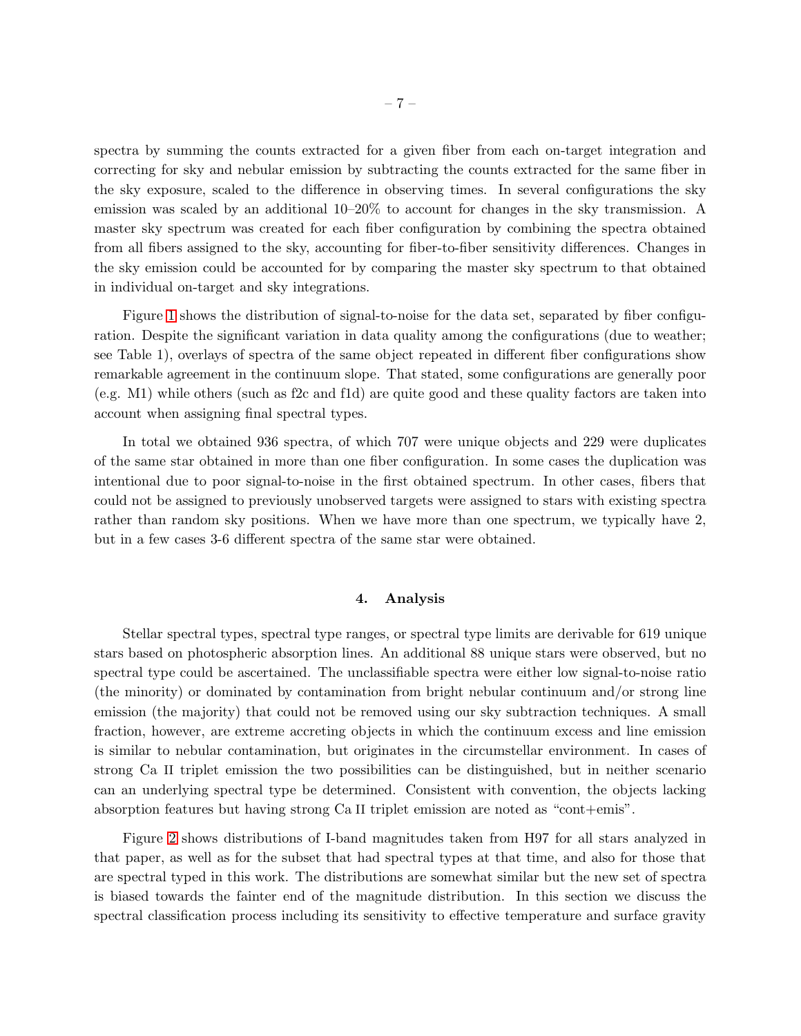spectra by summing the counts extracted for a given fiber from each on-target integration and correcting for sky and nebular emission by subtracting the counts extracted for the same fiber in the sky exposure, scaled to the difference in observing times. In several configurations the sky emission was scaled by an additional 10–20% to account for changes in the sky transmission. A master sky spectrum was created for each fiber configuration by combining the spectra obtained from all fibers assigned to the sky, accounting for fiber-to-fiber sensitivity differences. Changes in the sky emission could be accounted for by comparing the master sky spectrum to that obtained in individual on-target and sky integrations.

Figure 1 shows the distribution of signal-to-noise for the data set, separated by fiber configuration. Despite the significant variation in data quality among the configurations (due to weather; see Table 1), overlays of spectra of the same object repeated in different fiber configurations show remarkable agreement in the continuum slope. That stated, some configurations are generally poor (e.g. M1) while others (such as f2c and f1d) are quite good and these quality factors are taken into account when assigning final spectral types.

In total we obtained 936 spectra, of which 707 were unique objects and 229 were duplicates of the same star obtained in more than one fiber configuration. In some cases the duplication was intentional due to poor signal-to-noise in the first obtained spectrum. In other cases, fibers that could not be assigned to previously unobserved targets were assigned to stars with existing spectra rather than random sky positions. When we have more than one spectrum, we typically have 2, but in a few cases 3-6 different spectra of the same star were obtained.

## 4. Analysis

Stellar spectral types, spectral type ranges, or spectral type limits are derivable for 619 unique stars based on photospheric absorption lines. An additional 88 unique stars were observed, but no spectral type could be ascertained. The unclassifiable spectra were either low signal-to-noise ratio (the minority) or dominated by contamination from bright nebular continuum and/or strong line emission (the majority) that could not be removed using our sky subtraction techniques. A small fraction, however, are extreme accreting objects in which the continuum excess and line emission is similar to nebular contamination, but originates in the circumstellar environment. In cases of strong Ca II triplet emission the two possibilities can be distinguished, but in neither scenario can an underlying spectral type be determined. Consistent with convention, the objects lacking absorption features but having strong Ca II triplet emission are noted as "cont+emis".

Figure 2 shows distributions of I-band magnitudes taken from H97 for all stars analyzed in that paper, as well as for the subset that had spectral types at that time, and also for those that are spectral typed in this work. The distributions are somewhat similar but the new set of spectra is biased towards the fainter end of the magnitude distribution. In this section we discuss the spectral classification process including its sensitivity to effective temperature and surface gravity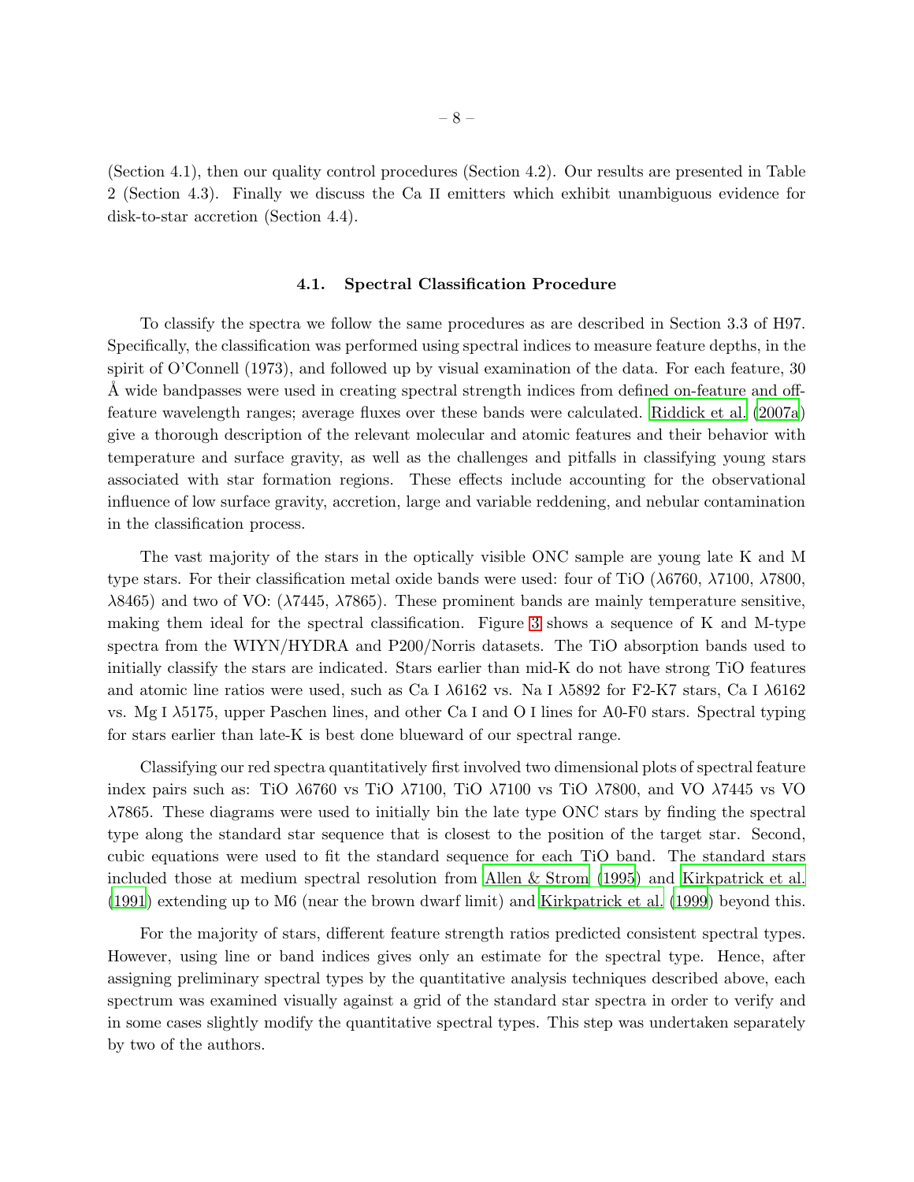(Section 4.1), then our quality control procedures (Section 4.2). Our results are presented in Table 2 (Section 4.3). Finally we discuss the Ca II emitters which exhibit unambiguous evidence for disk-to-star accretion (Section 4.4).

### 4.1. Spectral Classification Procedure

To classify the spectra we follow the same procedures as are described in Section 3.3 of H97. Specifically, the classification was performed using spectral indices to measure feature depths, in the spirit of O'Connell (1973), and followed up by visual examination of the data. For each feature, 30 Å wide bandpasses were used in creating spectral strength indices from defined on-feature and off-feature wavelength ranges; average fluxes over these bands were calculated. Riddick et al. (2007a) give a thorough description of the relevant molecular and atomic features and their behavior with temperature and surface gravity, as well as the challenges and pitfalls in classifying young stars associated with star formation regions. These effects include accounting for the observational influence of low surface gravity, accretion, large and variable reddening, and nebular contamination in the classification process.

The vast majority of the stars in the optically visible ONC sample are young late K and M type stars. For their classification metal oxide bands were used: four of TiO ($\lambda$6760, $\lambda$7100, $\lambda$7800, $\lambda$8465) and two of VO: ($\lambda$7445, $\lambda$7865). These prominent bands are mainly temperature sensitive, making them ideal for the spectral classification. Figure 3 shows a sequence of K and M-type spectra from the WIYN/HYDRA and P200/Norris datasets. The TiO absorption bands used to initially classify the stars are indicated. Stars earlier than mid-K do not have strong TiO features and atomic line ratios were used, such as Ca I $\lambda$6162 vs. Na I $\lambda$5892 for F2-K7 stars, Ca I $\lambda$6162 vs. Mg I $\lambda$5175, upper Paschen lines, and other Ca I and O I lines for A0-F0 stars. Spectral typing for stars earlier than late-K is best done blueward of our spectral range.

Classifying our red spectra quantitatively first involved two dimensional plots of spectral feature index pairs such as: TiO $\lambda$6760 vs TiO $\lambda$7100, TiO $\lambda$7100 vs TiO $\lambda$7800, and VO $\lambda$7445 vs VO $\lambda$7865. These diagrams were used to initially bin the late type ONC stars by finding the spectral type along the standard star sequence that is closest to the position of the target star. Second, cubic equations were used to fit the standard sequence for each TiO band. The standard stars included those at medium spectral resolution from Allen & Strom (1995) and Kirkpatrick et al. (1991) extending up to M6 (near the brown dwarf limit) and Kirkpatrick et al. (1999) beyond this.

For the majority of stars, different feature strength ratios predicted consistent spectral types. However, using line or band indices gives only an estimate for the spectral type. Hence, after assigning preliminary spectral types by the quantitative analysis techniques described above, each spectrum was examined visually against a grid of the standard star spectra in order to verify and in some cases slightly modify the quantitative spectral types. This step was undertaken separately by two of the authors.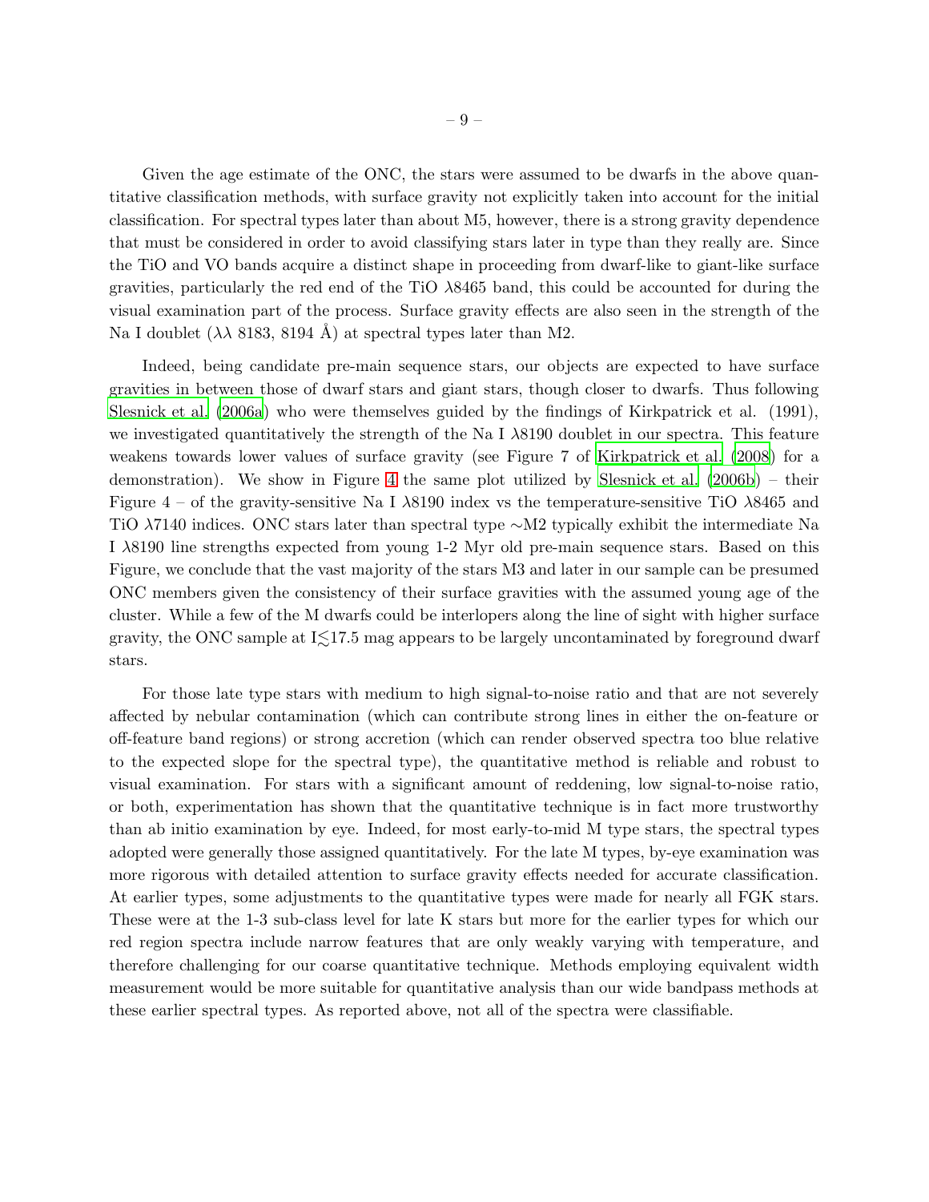Given the age estimate of the ONC, the stars were assumed to be dwarfs in the above quantitative classification methods, with surface gravity not explicitly taken into account for the initial classification. For spectral types later than about M5, however, there is a strong gravity dependence that must be considered in order to avoid classifying stars later in type than they really are. Since the TiO and VO bands acquire a distinct shape in proceeding from dwarf-like to giant-like surface gravities, particularly the red end of the TiO $\lambda$8465 band, this could be accounted for during the visual examination part of the process. Surface gravity effects are also seen in the strength of the Na I doublet ($\lambda\lambda$ 8183, 8194 Å) at spectral types later than M2.

Indeed, being candidate pre-main sequence stars, our objects are expected to have surface gravities in between those of dwarf stars and giant stars, though closer to dwarfs. Thus following Slesnick et al. (2006a) who were themselves guided by the findings of Kirkpatrick et al. (1991), we investigated quantitatively the strength of the Na I $\lambda$8190 doublet in our spectra. This feature weakens towards lower values of surface gravity (see Figure 7 of Kirkpatrick et al. (2008) for a demonstration). We show in Figure 4 the same plot utilized by Slesnick et al. (2006b) – their Figure 4 – of the gravity-sensitive Na I $\lambda$8190 index vs the temperature-sensitive TiO $\lambda$8465 and TiO $\lambda$7140 indices. ONC stars later than spectral type ∼M2 typically exhibit the intermediate Na I $\lambda$8190 line strengths expected from young 1-2 Myr old pre-main sequence stars. Based on this Figure, we conclude that the vast majority of the stars M3 and later in our sample can be presumed ONC members given the consistency of their surface gravities with the assumed young age of the cluster. While a few of the M dwarfs could be interlopers along the line of sight with higher surface gravity, the ONC sample at I$\lesssim$17.5 mag appears to be largely uncontaminated by foreground dwarf stars.

For those late type stars with medium to high signal-to-noise ratio and that are not severely affected by nebular contamination (which can contribute strong lines in either the on-feature or off-feature band regions) or strong accretion (which can render observed spectra too blue relative to the expected slope for the spectral type), the quantitative method is reliable and robust to visual examination. For stars with a significant amount of reddening, low signal-to-noise ratio, or both, experimentation has shown that the quantitative technique is in fact more trustworthy than ab initio examination by eye. Indeed, for most early-to-mid M type stars, the spectral types adopted were generally those assigned quantitatively. For the late M types, by-eye examination was more rigorous with detailed attention to surface gravity effects needed for accurate classification. At earlier types, some adjustments to the quantitative types were made for nearly all FGK stars. These were at the 1-3 sub-class level for late K stars but more for the earlier types for which our red region spectra include narrow features that are only weakly varying with temperature, and therefore challenging for our coarse quantitative technique. Methods employing equivalent width measurement would be more suitable for quantitative analysis than our wide bandpass methods at these earlier spectral types. As reported above, not all of the spectra were classifiable.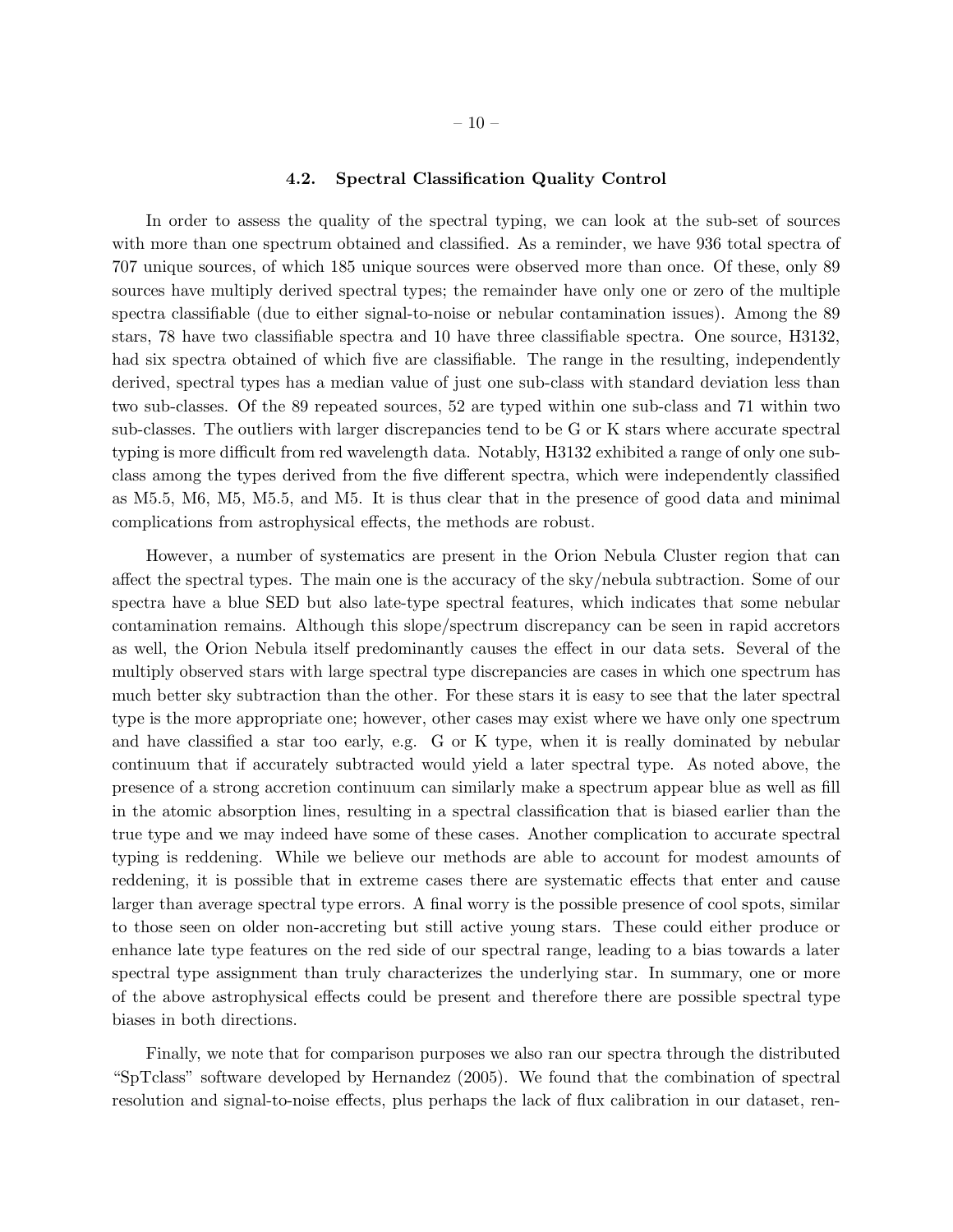### 4.2. Spectral Classification Quality Control

In order to assess the quality of the spectral typing, we can look at the sub-set of sources with more than one spectrum obtained and classified. As a reminder, we have 936 total spectra of 707 unique sources, of which 185 unique sources were observed more than once. Of these, only 89 sources have multiply derived spectral types; the remainder have only one or zero of the multiple spectra classifiable (due to either signal-to-noise or nebular contamination issues). Among the 89 stars, 78 have two classifiable spectra and 10 have three classifiable spectra. One source, H3132, had six spectra obtained of which five are classifiable. The range in the resulting, independently derived, spectral types has a median value of just one sub-class with standard deviation less than two sub-classes. Of the 89 repeated sources, 52 are typed within one sub-class and 71 within two sub-classes. The outliers with larger discrepancies tend to be G or K stars where accurate spectral typing is more difficult from red wavelength data. Notably, H3132 exhibited a range of only one sub-class among the types derived from the five different spectra, which were independently classified as M5.5, M6, M5, M5.5, and M5. It is thus clear that in the presence of good data and minimal complications from astrophysical effects, the methods are robust.

However, a number of systematics are present in the Orion Nebula Cluster region that can affect the spectral types. The main one is the accuracy of the sky/nebula subtraction. Some of our spectra have a blue SED but also late-type spectral features, which indicates that some nebular contamination remains. Although this slope/spectrum discrepancy can be seen in rapid accretors as well, the Orion Nebula itself predominantly causes the effect in our data sets. Several of the multiply observed stars with large spectral type discrepancies are cases in which one spectrum has much better sky subtraction than the other. For these stars it is easy to see that the later spectral type is the more appropriate one; however, other cases may exist where we have only one spectrum and have classified a star too early, e.g. G or K type, when it is really dominated by nebular continuum that if accurately subtracted would yield a later spectral type. As noted above, the presence of a strong accretion continuum can similarly make a spectrum appear blue as well as fill in the atomic absorption lines, resulting in a spectral classification that is biased earlier than the true type and we may indeed have some of these cases. Another complication to accurate spectral typing is reddening. While we believe our methods are able to account for modest amounts of reddening, it is possible that in extreme cases there are systematic effects that enter and cause larger than average spectral type errors. A final worry is the possible presence of cool spots, similar to those seen on older non-accreting but still active young stars. These could either produce or enhance late type features on the red side of our spectral range, leading to a bias towards a later spectral type assignment than truly characterizes the underlying star. In summary, one or more of the above astrophysical effects could be present and therefore there are possible spectral type biases in both directions.

Finally, we note that for comparison purposes we also ran our spectra through the distributed "SpTclass" software developed by Hernandez (2005). We found that the combination of spectral resolution and signal-to-noise effects, plus perhaps the lack of flux calibration in our dataset, ren-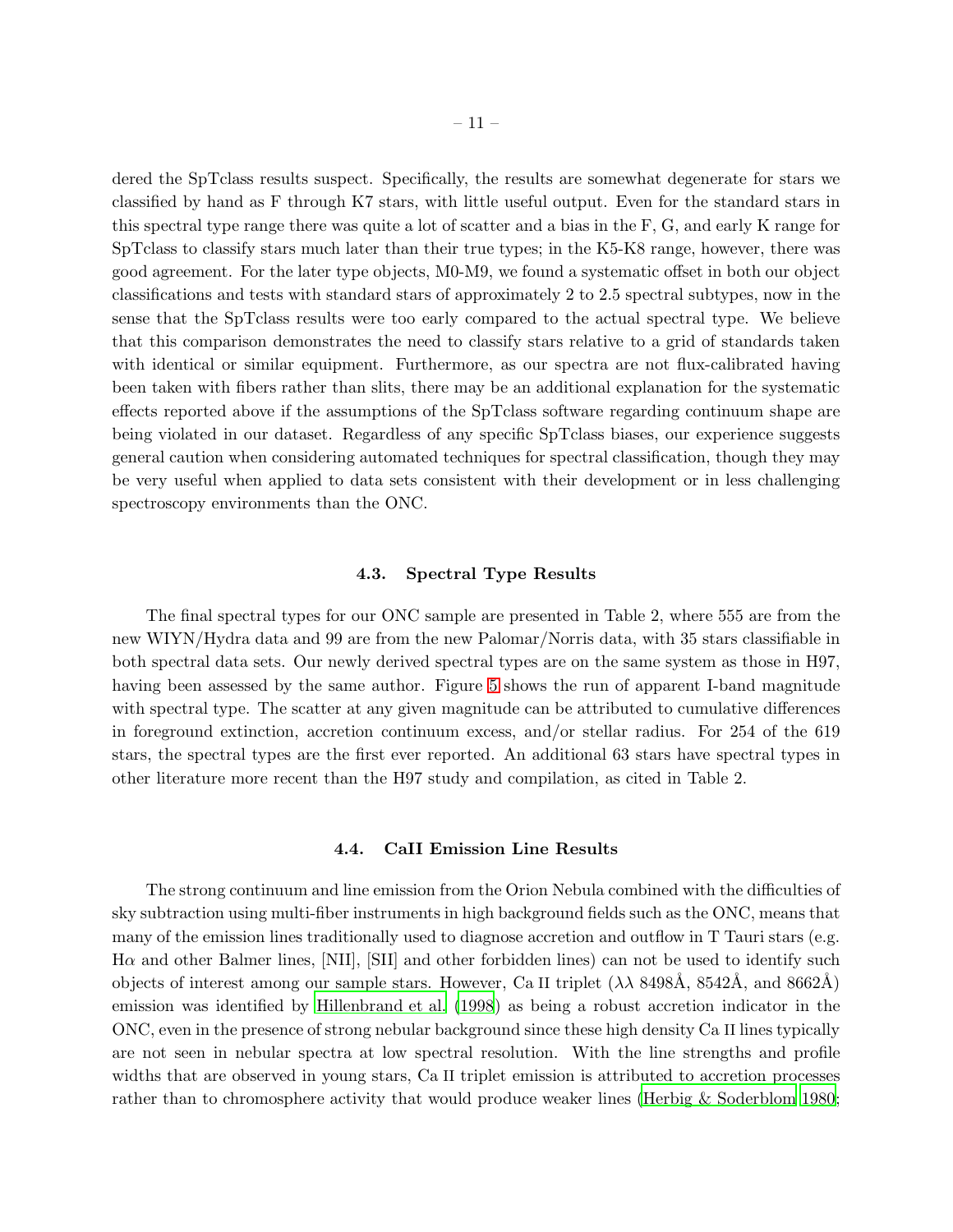dered the SpTclass results suspect. Specifically, the results are somewhat degenerate for stars we classified by hand as F through K7 stars, with little useful output. Even for the standard stars in this spectral type range there was quite a lot of scatter and a bias in the F, G, and early K range for SpTclass to classify stars much later than their true types; in the K5-K8 range, however, there was good agreement. For the later type objects, M0-M9, we found a systematic offset in both our object classifications and tests with standard stars of approximately 2 to 2.5 spectral subtypes, now in the sense that the SpTclass results were too early compared to the actual spectral type. We believe that this comparison demonstrates the need to classify stars relative to a grid of standards taken with identical or similar equipment. Furthermore, as our spectra are not flux-calibrated having been taken with fibers rather than slits, there may be an additional explanation for the systematic effects reported above if the assumptions of the SpTclass software regarding continuum shape are being violated in our dataset. Regardless of any specific SpTclass biases, our experience suggests general caution when considering automated techniques for spectral classification, though they may be very useful when applied to data sets consistent with their development or in less challenging spectroscopy environments than the ONC.

### 4.3. Spectral Type Results

The final spectral types for our ONC sample are presented in Table 2, where 555 are from the new WIYN/Hydra data and 99 are from the new Palomar/Norris data, with 35 stars classifiable in both spectral data sets. Our newly derived spectral types are on the same system as those in H97, having been assessed by the same author. Figure 5 shows the run of apparent I-band magnitude with spectral type. The scatter at any given magnitude can be attributed to cumulative differences in foreground extinction, accretion continuum excess, and/or stellar radius. For 254 of the 619 stars, the spectral types are the first ever reported. An additional 63 stars have spectral types in other literature more recent than the H97 study and compilation, as cited in Table 2.

### 4.4. CaII Emission Line Results

The strong continuum and line emission from the Orion Nebula combined with the difficulties of sky subtraction using multi-fiber instruments in high background fields such as the ONC, means that many of the emission lines traditionally used to diagnose accretion and outflow in T Tauri stars (e.g. H$\alpha$ and other Balmer lines, [NII], [SII] and other forbidden lines) can not be used to identify such objects of interest among our sample stars. However, Ca II triplet ($\lambda\lambda$ 8498Å, 8542Å, and 8662Å) emission was identified by Hillenbrand et al. (1998) as being a robust accretion indicator in the ONC, even in the presence of strong nebular background since these high density Ca II lines typically are not seen in nebular spectra at low spectral resolution. With the line strengths and profile widths that are observed in young stars, Ca II triplet emission is attributed to accretion processes rather than to chromosphere activity that would produce weaker lines (Herbig & Soderblom 1980;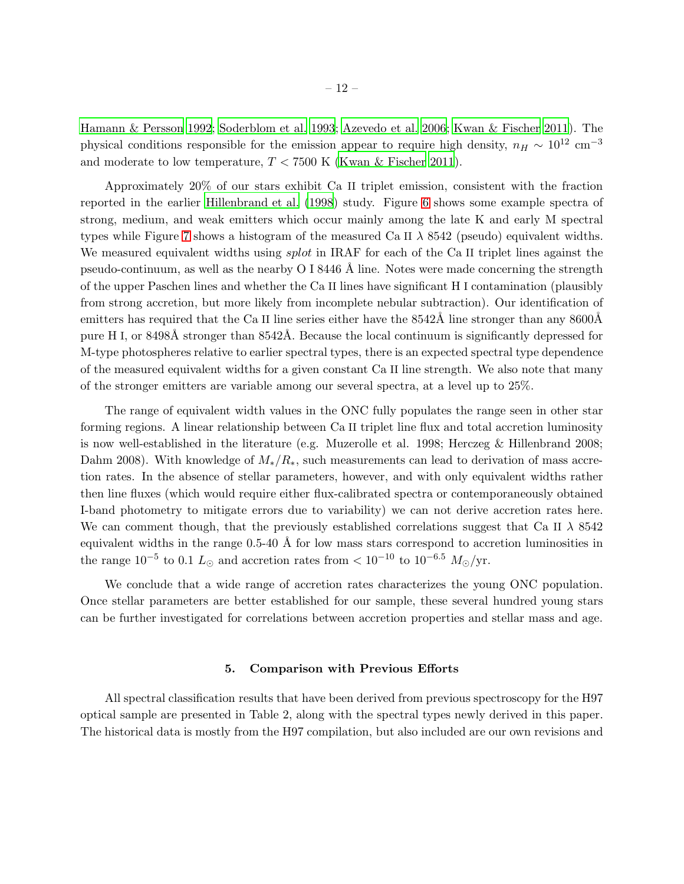Hamann & Persson 1992; Soderblom et al. 1993; Azevedo et al. 2006; Kwan & Fischer 2011). The physical conditions responsible for the emission appear to require high density, $n_H \sim 10^{12}$ cm$^{-3}$ and moderate to low temperature, $T < 7500$ K (Kwan & Fischer 2011).

Approximately 20% of our stars exhibit Ca II triplet emission, consistent with the fraction reported in the earlier Hillenbrand et al. (1998) study. Figure 6 shows some example spectra of strong, medium, and weak emitters which occur mainly among the late K and early M spectral types while Figure 7 shows a histogram of the measured Ca II $\lambda$ 8542 (pseudo) equivalent widths. We measured equivalent widths using *splot* in IRAF for each of the Ca II triplet lines against the pseudo-continuum, as well as the nearby O I 8446 Å line. Notes were made concerning the strength of the upper Paschen lines and whether the Ca II lines have significant H I contamination (plausibly from strong accretion, but more likely from incomplete nebular subtraction). Our identification of emitters has required that the Ca II line series either have the 8542Å line stronger than any 8600Å pure H I, or 8498Å stronger than 8542Å. Because the local continuum is significantly depressed for M-type photospheres relative to earlier spectral types, there is an expected spectral type dependence of the measured equivalent widths for a given constant Ca II line strength. We also note that many of the stronger emitters are variable among our several spectra, at a level up to 25%.

The range of equivalent width values in the ONC fully populates the range seen in other star forming regions. A linear relationship between Ca II triplet line flux and total accretion luminosity is now well-established in the literature (e.g. Muzerolle et al. 1998; Herczeg & Hillenbrand 2008; Dahm 2008). With knowledge of $M_*/R_*$, such measurements can lead to derivation of mass accretion rates. In the absence of stellar parameters, however, and with only equivalent widths rather then line fluxes (which would require either flux-calibrated spectra or contemporaneously obtained I-band photometry to mitigate errors due to variability) we can not derive accretion rates here. We can comment though, that the previously established correlations suggest that Ca II $\lambda$ 8542 equivalent widths in the range 0.5-40 Å for low mass stars correspond to accretion luminosities in the range $10^{-5}$ to 0.1 $L_\odot$ and accretion rates from $< 10^{-10}$ to $10^{-6.5}$ $M_\odot$/yr.

We conclude that a wide range of accretion rates characterizes the young ONC population. Once stellar parameters are better established for our sample, these several hundred young stars can be further investigated for correlations between accretion properties and stellar mass and age.

## 5. Comparison with Previous Efforts

All spectral classification results that have been derived from previous spectroscopy for the H97 optical sample are presented in Table 2, along with the spectral types newly derived in this paper. The historical data is mostly from the H97 compilation, but also included are our own revisions and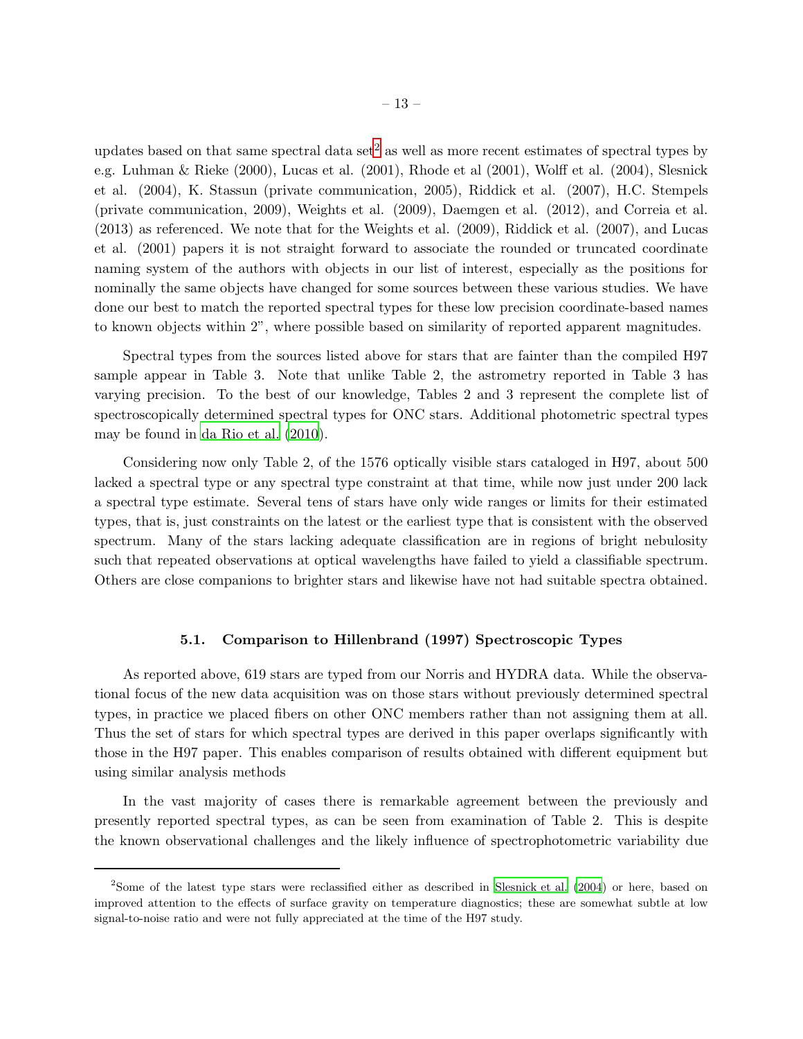updates based on that same spectral data set[2] as well as more recent estimates of spectral types by e.g. Luhman & Rieke (2000), Lucas et al. (2001), Rhode et al (2001), Wolff et al. (2004), Slesnick et al. (2004), K. Stassun (private communication, 2005), Riddick et al. (2007), H.C. Stempels (private communication, 2009), Weights et al. (2009), Daemgen et al. (2012), and Correia et al. (2013) as referenced. We note that for the Weights et al. (2009), Riddick et al. (2007), and Lucas et al. (2001) papers it is not straight forward to associate the rounded or truncated coordinate naming system of the authors with objects in our list of interest, especially as the positions for nominally the same objects have changed for some sources between these various studies. We have done our best to match the reported spectral types for these low precision coordinate-based names to known objects within 2", where possible based on similarity of reported apparent magnitudes.

Spectral types from the sources listed above for stars that are fainter than the compiled H97 sample appear in Table 3. Note that unlike Table 2, the astrometry reported in Table 3 has varying precision. To the best of our knowledge, Tables 2 and 3 represent the complete list of spectroscopically determined spectral types for ONC stars. Additional photometric spectral types may be found in da Rio et al. (2010).

Considering now only Table 2, of the 1576 optically visible stars cataloged in H97, about 500 lacked a spectral type or any spectral type constraint at that time, while now just under 200 lack a spectral type estimate. Several tens of stars have only wide ranges or limits for their estimated types, that is, just constraints on the latest or the earliest type that is consistent with the observed spectrum. Many of the stars lacking adequate classification are in regions of bright nebulosity such that repeated observations at optical wavelengths have failed to yield a classifiable spectrum. Others are close companions to brighter stars and likewise have not had suitable spectra obtained.

### 5.1. Comparison to Hillenbrand (1997) Spectroscopic Types

As reported above, 619 stars are typed from our Norris and HYDRA data. While the observational focus of the new data acquisition was on those stars without previously determined spectral types, in practice we placed fibers on other ONC members rather than not assigning them at all. Thus the set of stars for which spectral types are derived in this paper overlaps significantly with those in the H97 paper. This enables comparison of results obtained with different equipment but using similar analysis methods

In the vast majority of cases there is remarkable agreement between the previously and presently reported spectral types, as can be seen from examination of Table 2. This is despite the known observational challenges and the likely influence of spectrophotometric variability due

[2] Some of the latest type stars were reclassified either as described in Slesnick et al. (2004) or here, based on improved attention to the effects of surface gravity on temperature diagnostics; these are somewhat subtle at low signal-to-noise ratio and were not fully appreciated at the time of the H97 study.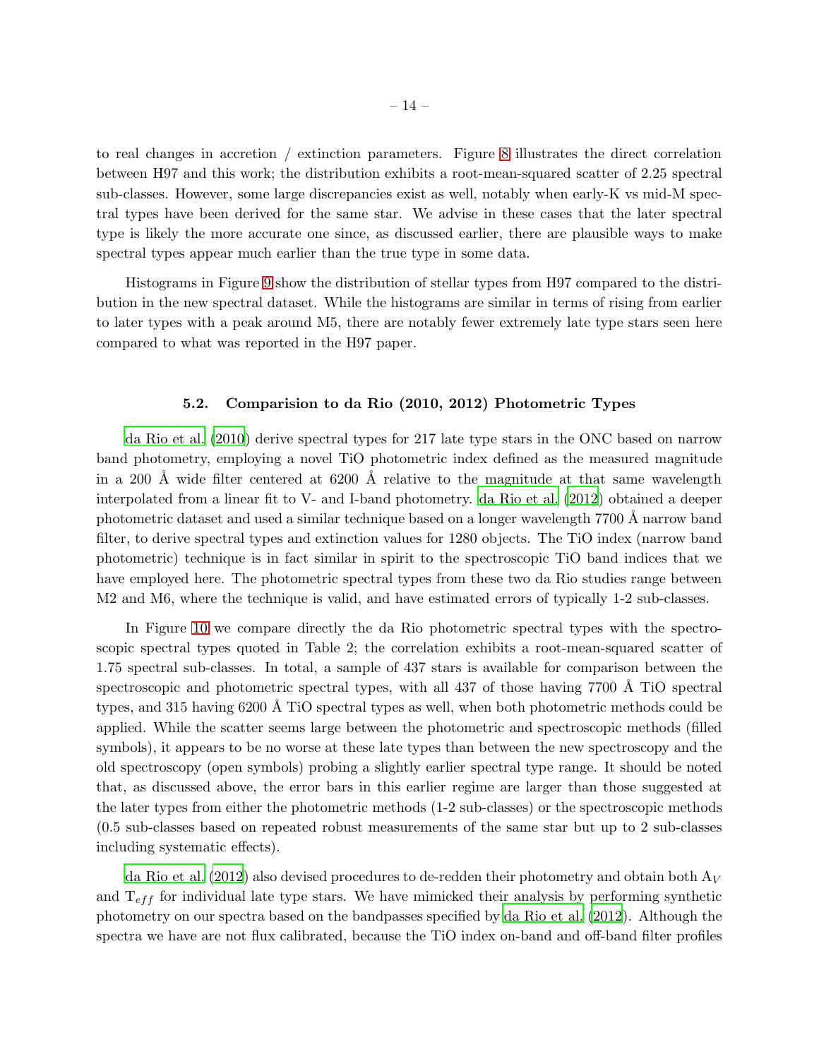to real changes in accretion / extinction parameters. Figure 8 illustrates the direct correlation between H97 and this work; the distribution exhibits a root-mean-squared scatter of 2.25 spectral sub-classes. However, some large discrepancies exist as well, notably when early-K vs mid-M spectral types have been derived for the same star. We advise in these cases that the later spectral type is likely the more accurate one since, as discussed earlier, there are plausible ways to make spectral types appear much earlier than the true type in some data.

Histograms in Figure 9 show the distribution of stellar types from H97 compared to the distribution in the new spectral dataset. While the histograms are similar in terms of rising from earlier to later types with a peak around M5, there are notably fewer extremely late type stars seen here compared to what was reported in the H97 paper.

### 5.2. Comparision to da Rio (2010, 2012) Photometric Types

da Rio et al. (2010) derive spectral types for 217 late type stars in the ONC based on narrow band photometry, employing a novel TiO photometric index defined as the measured magnitude in a 200 Å wide filter centered at 6200 Å relative to the magnitude at that same wavelength interpolated from a linear fit to V- and I-band photometry. da Rio et al. (2012) obtained a deeper photometric dataset and used a similar technique based on a longer wavelength 7700 Å narrow band filter, to derive spectral types and extinction values for 1280 objects. The TiO index (narrow band photometric) technique is in fact similar in spirit to the spectroscopic TiO band indices that we have employed here. The photometric spectral types from these two da Rio studies range between M2 and M6, where the technique is valid, and have estimated errors of typically 1-2 sub-classes.

In Figure 10 we compare directly the da Rio photometric spectral types with the spectroscopic spectral types quoted in Table 2; the correlation exhibits a root-mean-squared scatter of 1.75 spectral sub-classes. In total, a sample of 437 stars is available for comparison between the spectroscopic and photometric spectral types, with all 437 of those having 7700 Å TiO spectral types, and 315 having 6200 Å TiO spectral types as well, when both photometric methods could be applied. While the scatter seems large between the photometric and spectroscopic methods (filled symbols), it appears to be no worse at these late types than between the new spectroscopy and the old spectroscopy (open symbols) probing a slightly earlier spectral type range. It should be noted that, as discussed above, the error bars in this earlier regime are larger than those suggested at the later types from either the photometric methods (1-2 sub-classes) or the spectroscopic methods (0.5 sub-classes based on repeated robust measurements of the same star but up to 2 sub-classes including systematic effects).

da Rio et al. (2012) also devised procedures to de-redden their photometry and obtain both $A_V$ and $T_{eff}$ for individual late type stars. We have mimicked their analysis by performing synthetic photometry on our spectra based on the bandpasses specified by da Rio et al. (2012). Although the spectra we have are not flux calibrated, because the TiO index on-band and off-band filter profiles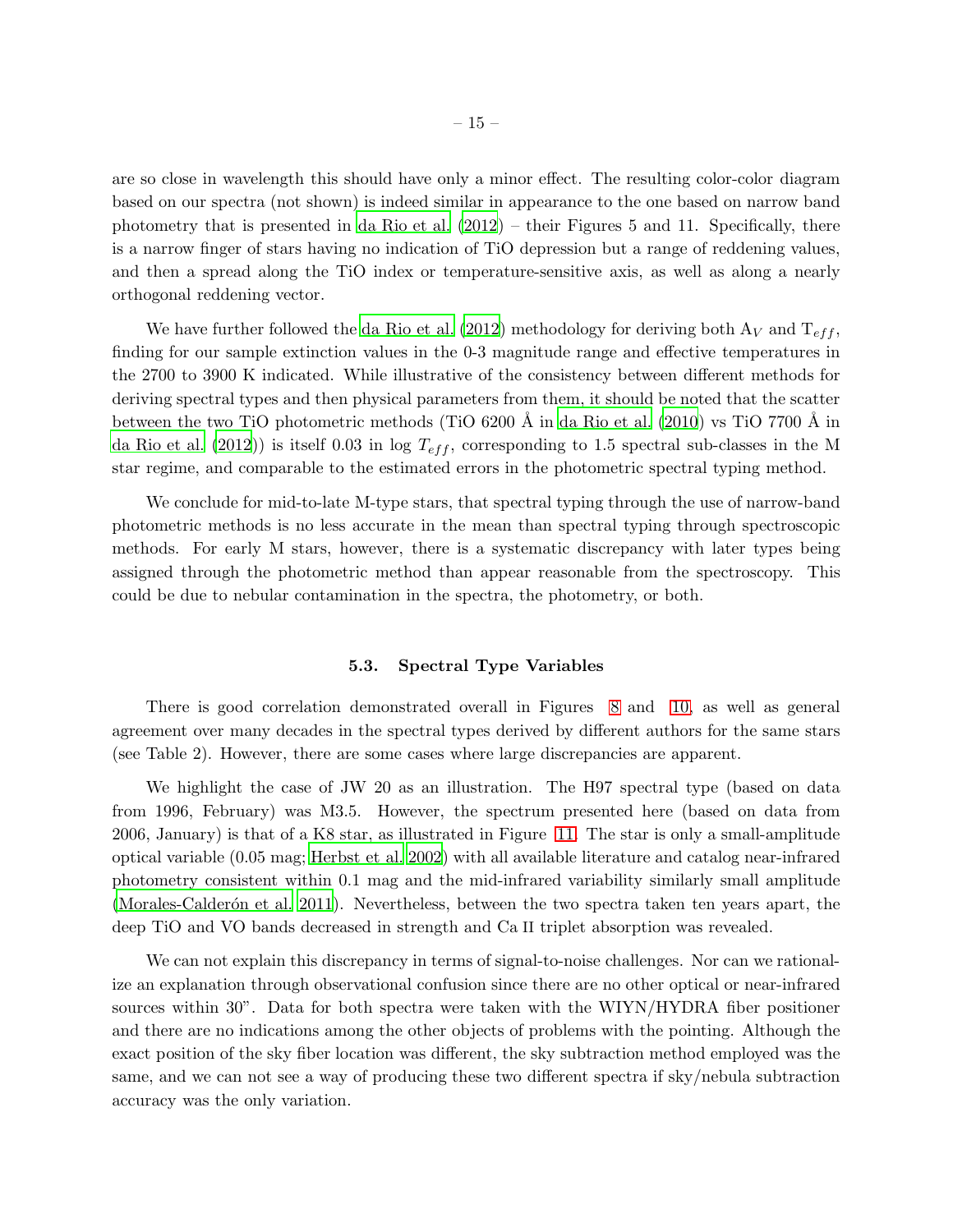are so close in wavelength this should have only a minor effect. The resulting color-color diagram based on our spectra (not shown) is indeed similar in appearance to the one based on narrow band photometry that is presented in da Rio et al. (2012) – their Figures 5 and 11. Specifically, there is a narrow finger of stars having no indication of TiO depression but a range of reddening values, and then a spread along the TiO index or temperature-sensitive axis, as well as along a nearly orthogonal reddening vector.

We have further followed the da Rio et al. (2012) methodology for deriving both $A_V$ and $T_{eff}$, finding for our sample extinction values in the 0-3 magnitude range and effective temperatures in the 2700 to 3900 K indicated. While illustrative of the consistency between different methods for deriving spectral types and then physical parameters from them, it should be noted that the scatter between the two TiO photometric methods (TiO 6200 Å in da Rio et al. (2010) vs TiO 7700 Å in da Rio et al. (2012)) is itself 0.03 in log $T_{eff}$, corresponding to 1.5 spectral sub-classes in the M star regime, and comparable to the estimated errors in the photometric spectral typing method.

We conclude for mid-to-late M-type stars, that spectral typing through the use of narrow-band photometric methods is no less accurate in the mean than spectral typing through spectroscopic methods. For early M stars, however, there is a systematic discrepancy with later types being assigned through the photometric method than appear reasonable from the spectroscopy. This could be due to nebular contamination in the spectra, the photometry, or both.

### 5.3. Spectral Type Variables

There is good correlation demonstrated overall in Figures 8 and 10, as well as general agreement over many decades in the spectral types derived by different authors for the same stars (see Table 2). However, there are some cases where large discrepancies are apparent.

We highlight the case of JW 20 as an illustration. The H97 spectral type (based on data from 1996, February) was M3.5. However, the spectrum presented here (based on data from 2006, January) is that of a K8 star, as illustrated in Figure 11. The star is only a small-amplitude optical variable (0.05 mag; Herbst et al. 2002) with all available literature and catalog near-infrared photometry consistent within 0.1 mag and the mid-infrared variability similarly small amplitude (Morales-Calderón et al. 2011). Nevertheless, between the two spectra taken ten years apart, the deep TiO and VO bands decreased in strength and Ca II triplet absorption was revealed.

We can not explain this discrepancy in terms of signal-to-noise challenges. Nor can we rationalize an explanation through observational confusion since there are no other optical or near-infrared sources within 30". Data for both spectra were taken with the WIYN/HYDRA fiber positioner and there are no indications among the other objects of problems with the pointing. Although the exact position of the sky fiber location was different, the sky subtraction method employed was the same, and we can not see a way of producing these two different spectra if sky/nebula subtraction accuracy was the only variation.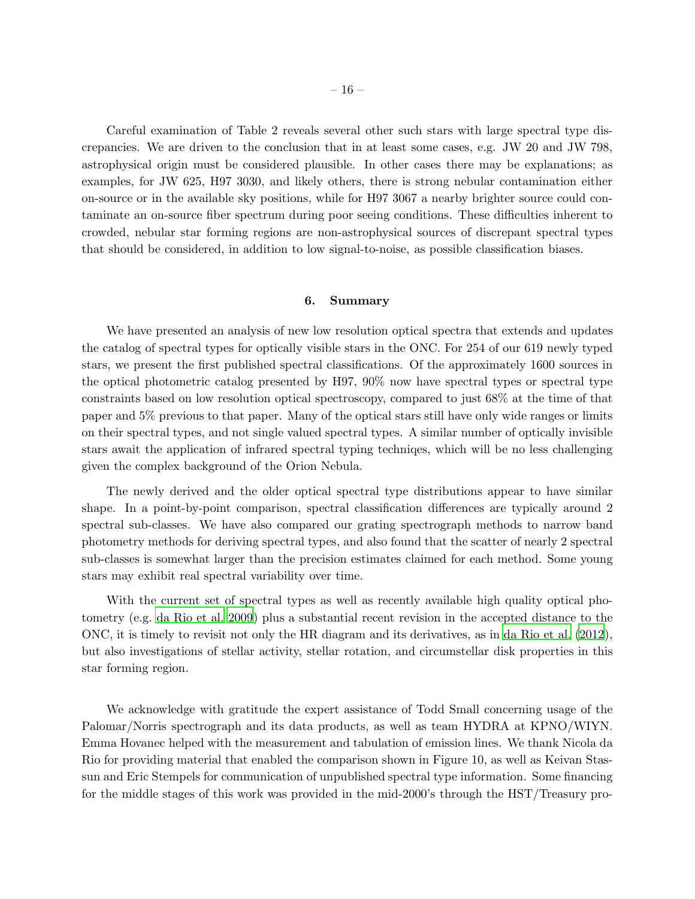Careful examination of Table 2 reveals several other such stars with large spectral type discrepancies. We are driven to the conclusion that in at least some cases, e.g. JW 20 and JW 798, astrophysical origin must be considered plausible. In other cases there may be explanations; as examples, for JW 625, H97 3030, and likely others, there is strong nebular contamination either on-source or in the available sky positions, while for H97 3067 a nearby brighter source could contaminate an on-source fiber spectrum during poor seeing conditions. These difficulties inherent to crowded, nebular star forming regions are non-astrophysical sources of discrepant spectral types that should be considered, in addition to low signal-to-noise, as possible classification biases.

## 6. Summary

We have presented an analysis of new low resolution optical spectra that extends and updates the catalog of spectral types for optically visible stars in the ONC. For 254 of our 619 newly typed stars, we present the first published spectral classifications. Of the approximately 1600 sources in the optical photometric catalog presented by H97, 90% now have spectral types or spectral type constraints based on low resolution optical spectroscopy, compared to just 68% at the time of that paper and 5% previous to that paper. Many of the optical stars still have only wide ranges or limits on their spectral types, and not single valued spectral types. A similar number of optically invisible stars await the application of infrared spectral typing techniqes, which will be no less challenging given the complex background of the Orion Nebula.

The newly derived and the older optical spectral type distributions appear to have similar shape. In a point-by-point comparison, spectral classification differences are typically around 2 spectral sub-classes. We have also compared our grating spectrograph methods to narrow band photometry methods for deriving spectral types, and also found that the scatter of nearly 2 spectral sub-classes is somewhat larger than the precision estimates claimed for each method. Some young stars may exhibit real spectral variability over time.

With the current set of spectral types as well as recently available high quality optical photometry (e.g. da Rio et al. 2009) plus a substantial recent revision in the accepted distance to the ONC, it is timely to revisit not only the HR diagram and its derivatives, as in da Rio et al. (2012), but also investigations of stellar activity, stellar rotation, and circumstellar disk properties in this star forming region.

We acknowledge with gratitude the expert assistance of Todd Small concerning usage of the Palomar/Norris spectrograph and its data products, as well as team HYDRA at KPNO/WIYN. Emma Hovanec helped with the measurement and tabulation of emission lines. We thank Nicola da Rio for providing material that enabled the comparison shown in Figure 10, as well as Keivan Stassun and Eric Stempels for communication of unpublished spectral type information. Some financing for the middle stages of this work was provided in the mid-2000's through the HST/Treasury pro-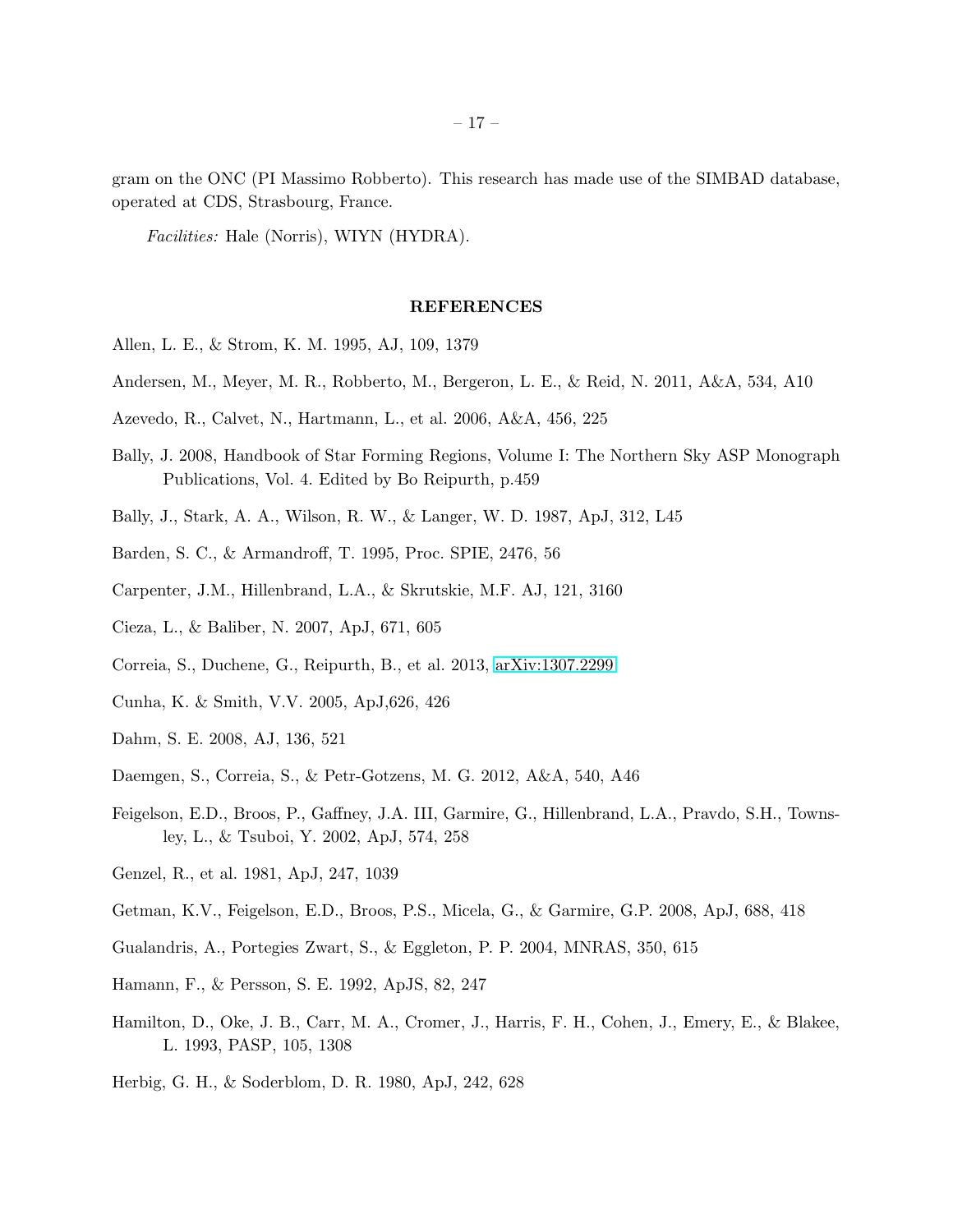gram on the ONC (PI Massimo Robberto). This research has made use of the SIMBAD database, operated at CDS, Strasbourg, France.

*Facilities:* Hale (Norris), WIYN (HYDRA).

## REFERENCES

Allen, L. E., & Strom, K. M. 1995, AJ, 109, 1379

Andersen, M., Meyer, M. R., Robberto, M., Bergeron, L. E., & Reid, N. 2011, A&A, 534, A10

Azevedo, R., Calvet, N., Hartmann, L., et al. 2006, A&A, 456, 225

Bally, J. 2008, Handbook of Star Forming Regions, Volume I: The Northern Sky ASP Monograph Publications, Vol. 4. Edited by Bo Reipurth, p.459

Bally, J., Stark, A. A., Wilson, R. W., & Langer, W. D. 1987, ApJ, 312, L45

Barden, S. C., & Armandroff, T. 1995, Proc. SPIE, 2476, 56

Carpenter, J.M., Hillenbrand, L.A., & Skrutskie, M.F. AJ, 121, 3160

Cieza, L., & Baliber, N. 2007, ApJ, 671, 605

Correia, S., Duchene, G., Reipurth, B., et al. 2013, arXiv:1307.2299

Cunha, K. & Smith, V.V. 2005, ApJ,626, 426

Dahm, S. E. 2008, AJ, 136, 521

Daemgen, S., Correia, S., & Petr-Gotzens, M. G. 2012, A&A, 540, A46

Feigelson, E.D., Broos, P., Gaffney, J.A. III, Garmire, G., Hillenbrand, L.A., Pravdo, S.H., Townsley, L., & Tsuboi, Y. 2002, ApJ, 574, 258

Genzel, R., et al. 1981, ApJ, 247, 1039

Getman, K.V., Feigelson, E.D., Broos, P.S., Micela, G., & Garmire, G.P. 2008, ApJ, 688, 418

Gualandris, A., Portegies Zwart, S., & Eggleton, P. P. 2004, MNRAS, 350, 615

Hamann, F., & Persson, S. E. 1992, ApJS, 82, 247

Hamilton, D., Oke, J. B., Carr, M. A., Cromer, J., Harris, F. H., Cohen, J., Emery, E., & Blakee, L. 1993, PASP, 105, 1308

Herbig, G. H., & Soderblom, D. R. 1980, ApJ, 242, 628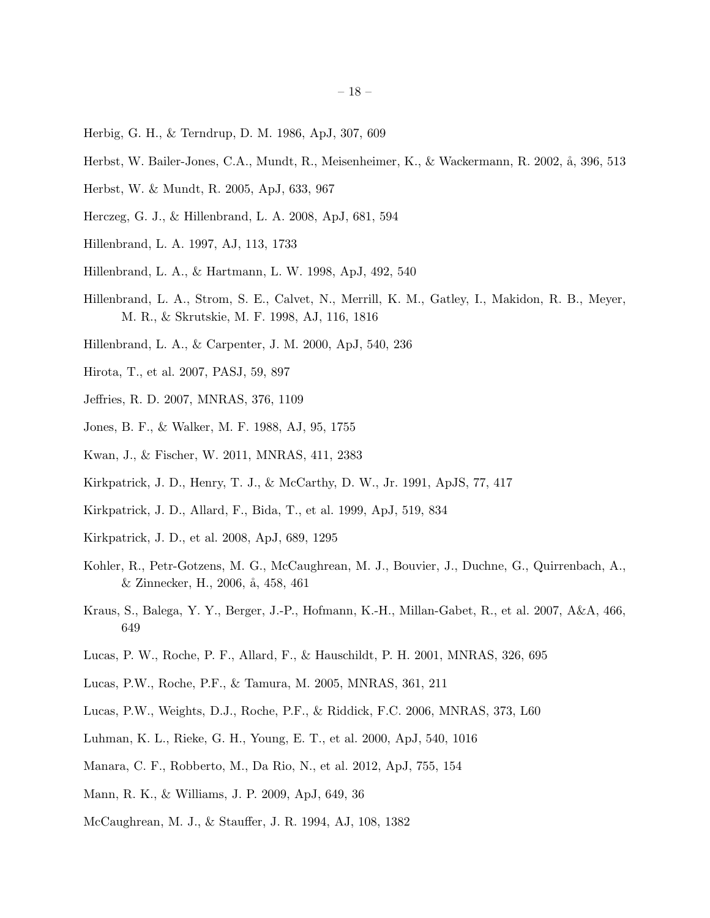Herbig, G. H., & Terndrup, D. M. 1986, ApJ, 307, 609

Herbst, W. Bailer-Jones, C.A., Mundt, R., Meisenheimer, K., & Wackermann, R. 2002, å, 396, 513

Herbst, W. & Mundt, R. 2005, ApJ, 633, 967

Herczeg, G. J., & Hillenbrand, L. A. 2008, ApJ, 681, 594

Hillenbrand, L. A. 1997, AJ, 113, 1733

Hillenbrand, L. A., & Hartmann, L. W. 1998, ApJ, 492, 540

Hillenbrand, L. A., Strom, S. E., Calvet, N., Merrill, K. M., Gatley, I., Makidon, R. B., Meyer, M. R., & Skrutskie, M. F. 1998, AJ, 116, 1816

Hillenbrand, L. A., & Carpenter, J. M. 2000, ApJ, 540, 236

Hirota, T., et al. 2007, PASJ, 59, 897

Jeffries, R. D. 2007, MNRAS, 376, 1109

Jones, B. F., & Walker, M. F. 1988, AJ, 95, 1755

Kwan, J., & Fischer, W. 2011, MNRAS, 411, 2383

Kirkpatrick, J. D., Henry, T. J., & McCarthy, D. W., Jr. 1991, ApJS, 77, 417

Kirkpatrick, J. D., Allard, F., Bida, T., et al. 1999, ApJ, 519, 834

Kirkpatrick, J. D., et al. 2008, ApJ, 689, 1295

Kohler, R., Petr-Gotzens, M. G., McCaughrean, M. J., Bouvier, J., Duchne, G., Quirrenbach, A., & Zinnecker, H., 2006, å, 458, 461

Kraus, S., Balega, Y. Y., Berger, J.-P., Hofmann, K.-H., Millan-Gabet, R., et al. 2007, A&A, 466, 649

Lucas, P. W., Roche, P. F., Allard, F., & Hauschildt, P. H. 2001, MNRAS, 326, 695

Lucas, P.W., Roche, P.F., & Tamura, M. 2005, MNRAS, 361, 211

Lucas, P.W., Weights, D.J., Roche, P.F., & Riddick, F.C. 2006, MNRAS, 373, L60

Luhman, K. L., Rieke, G. H., Young, E. T., et al. 2000, ApJ, 540, 1016

Manara, C. F., Robberto, M., Da Rio, N., et al. 2012, ApJ, 755, 154

Mann, R. K., & Williams, J. P. 2009, ApJ, 649, 36

McCaughrean, M. J., & Stauffer, J. R. 1994, AJ, 108, 1382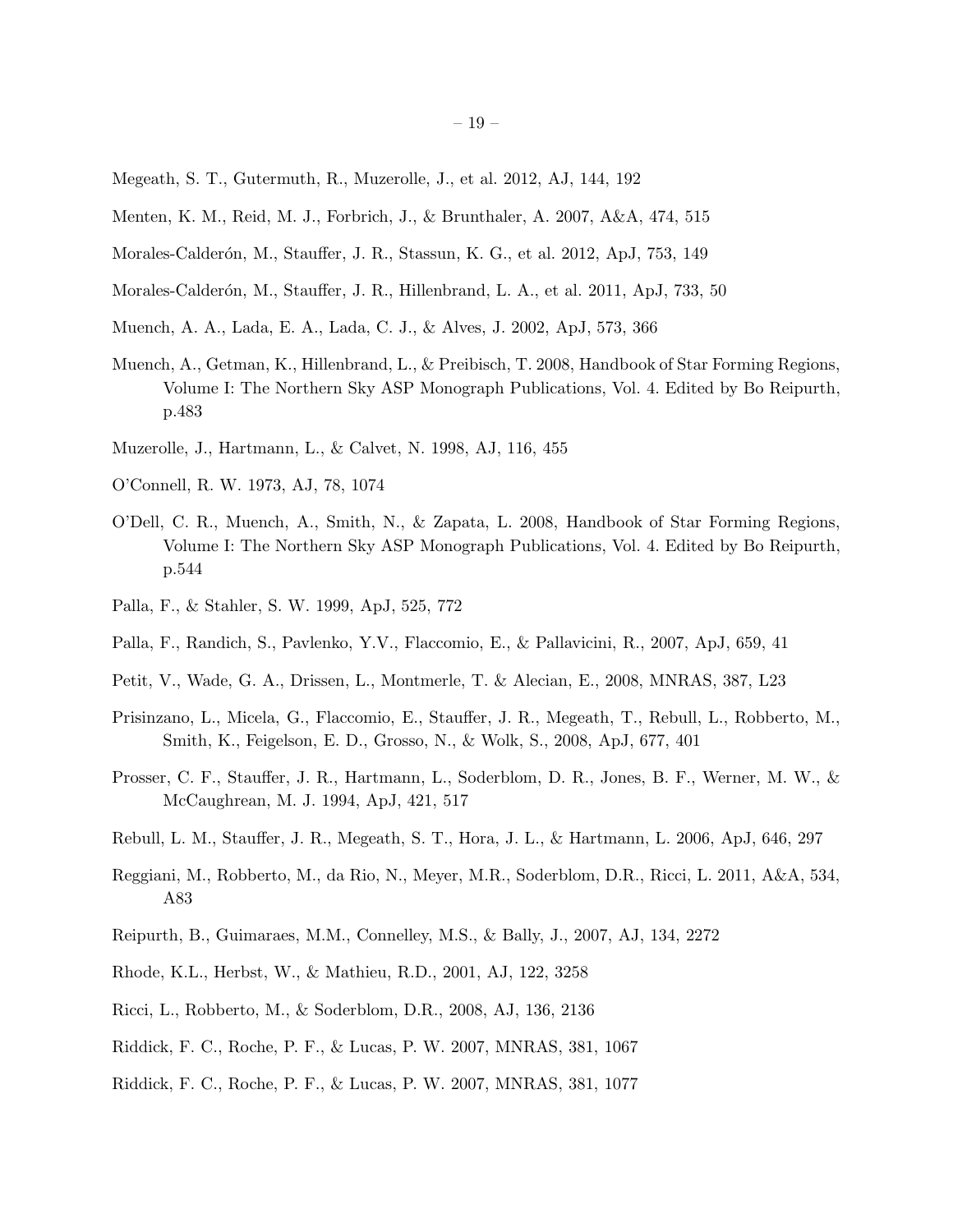Megeath, S. T., Gutermuth, R., Muzerolle, J., et al. 2012, AJ, 144, 192

Menten, K. M., Reid, M. J., Forbrich, J., & Brunthaler, A. 2007, A&A, 474, 515

Morales-Calderón, M., Stauffer, J. R., Stassun, K. G., et al. 2012, ApJ, 753, 149

Morales-Calderón, M., Stauffer, J. R., Hillenbrand, L. A., et al. 2011, ApJ, 733, 50

Muench, A. A., Lada, E. A., Lada, C. J., & Alves, J. 2002, ApJ, 573, 366

Muench, A., Getman, K., Hillenbrand, L., & Preibisch, T. 2008, Handbook of Star Forming Regions, Volume I: The Northern Sky ASP Monograph Publications, Vol. 4. Edited by Bo Reipurth, p.483

Muzerolle, J., Hartmann, L., & Calvet, N. 1998, AJ, 116, 455

O'Connell, R. W. 1973, AJ, 78, 1074

O'Dell, C. R., Muench, A., Smith, N., & Zapata, L. 2008, Handbook of Star Forming Regions, Volume I: The Northern Sky ASP Monograph Publications, Vol. 4. Edited by Bo Reipurth, p.544

Palla, F., & Stahler, S. W. 1999, ApJ, 525, 772

Palla, F., Randich, S., Pavlenko, Y.V., Flaccomio, E., & Pallavicini, R., 2007, ApJ, 659, 41

Petit, V., Wade, G. A., Drissen, L., Montmerle, T. & Alecian, E., 2008, MNRAS, 387, L23

Prisinzano, L., Micela, G., Flaccomio, E., Stauffer, J. R., Megeath, T., Rebull, L., Robberto, M., Smith, K., Feigelson, E. D., Grosso, N., & Wolk, S., 2008, ApJ, 677, 401

Prosser, C. F., Stauffer, J. R., Hartmann, L., Soderblom, D. R., Jones, B. F., Werner, M. W., & McCaughrean, M. J. 1994, ApJ, 421, 517

Rebull, L. M., Stauffer, J. R., Megeath, S. T., Hora, J. L., & Hartmann, L. 2006, ApJ, 646, 297

Reggiani, M., Robberto, M., da Rio, N., Meyer, M.R., Soderblom, D.R., Ricci, L. 2011, A&A, 534, A83

Reipurth, B., Guimaraes, M.M., Connelley, M.S., & Bally, J., 2007, AJ, 134, 2272

Rhode, K.L., Herbst, W., & Mathieu, R.D., 2001, AJ, 122, 3258

Ricci, L., Robberto, M., & Soderblom, D.R., 2008, AJ, 136, 2136

Riddick, F. C., Roche, P. F., & Lucas, P. W. 2007, MNRAS, 381, 1067

Riddick, F. C., Roche, P. F., & Lucas, P. W. 2007, MNRAS, 381, 1077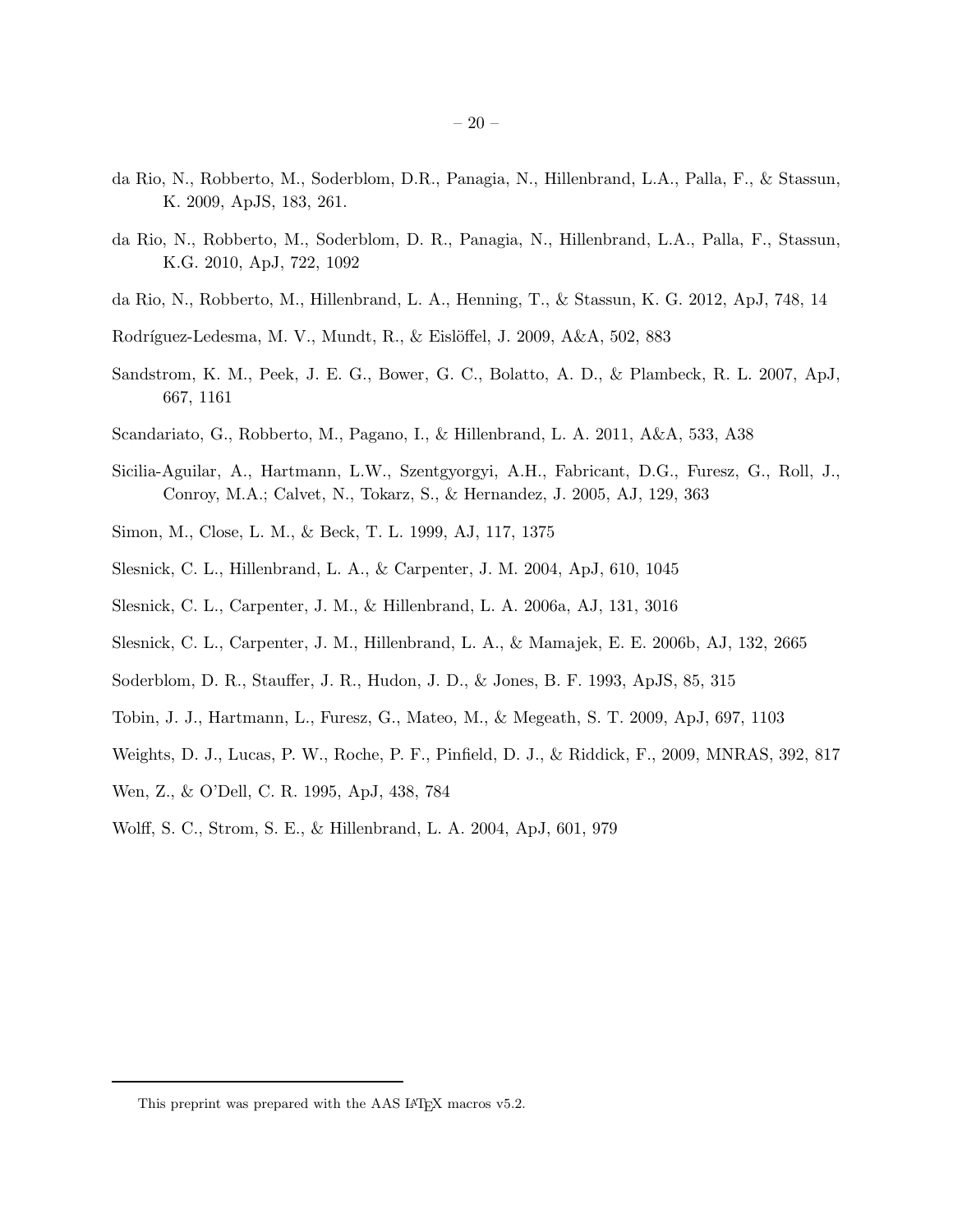da Rio, N., Robberto, M., Soderblom, D.R., Panagia, N., Hillenbrand, L.A., Palla, F., & Stassun, K. 2009, ApJS, 183, 261.

da Rio, N., Robberto, M., Soderblom, D. R., Panagia, N., Hillenbrand, L.A., Palla, F., Stassun, K.G. 2010, ApJ, 722, 1092

da Rio, N., Robberto, M., Hillenbrand, L. A., Henning, T., & Stassun, K. G. 2012, ApJ, 748, 14

Rodríguez-Ledesma, M. V., Mundt, R., & Eislöffel, J. 2009, A&A, 502, 883

Sandstrom, K. M., Peek, J. E. G., Bower, G. C., Bolatto, A. D., & Plambeck, R. L. 2007, ApJ, 667, 1161

Scandariato, G., Robberto, M., Pagano, I., & Hillenbrand, L. A. 2011, A&A, 533, A38

Sicilia-Aguilar, A., Hartmann, L.W., Szentgyorgyi, A.H., Fabricant, D.G., Furesz, G., Roll, J., Conroy, M.A.; Calvet, N., Tokarz, S., & Hernandez, J. 2005, AJ, 129, 363

Simon, M., Close, L. M., & Beck, T. L. 1999, AJ, 117, 1375

Slesnick, C. L., Hillenbrand, L. A., & Carpenter, J. M. 2004, ApJ, 610, 1045

Slesnick, C. L., Carpenter, J. M., & Hillenbrand, L. A. 2006a, AJ, 131, 3016

Slesnick, C. L., Carpenter, J. M., Hillenbrand, L. A., & Mamajek, E. E. 2006b, AJ, 132, 2665

Soderblom, D. R., Stauffer, J. R., Hudon, J. D., & Jones, B. F. 1993, ApJS, 85, 315

Tobin, J. J., Hartmann, L., Furesz, G., Mateo, M., & Megeath, S. T. 2009, ApJ, 697, 1103

Weights, D. J., Lucas, P. W., Roche, P. F., Pinfield, D. J., & Riddick, F., 2009, MNRAS, 392, 817

Wen, Z., & O'Dell, C. R. 1995, ApJ, 438, 784

Wolff, S. C., Strom, S. E., & Hillenbrand, L. A. 2004, ApJ, 601, 979

This preprint was prepared with the AAS LaTeX macros v5.2.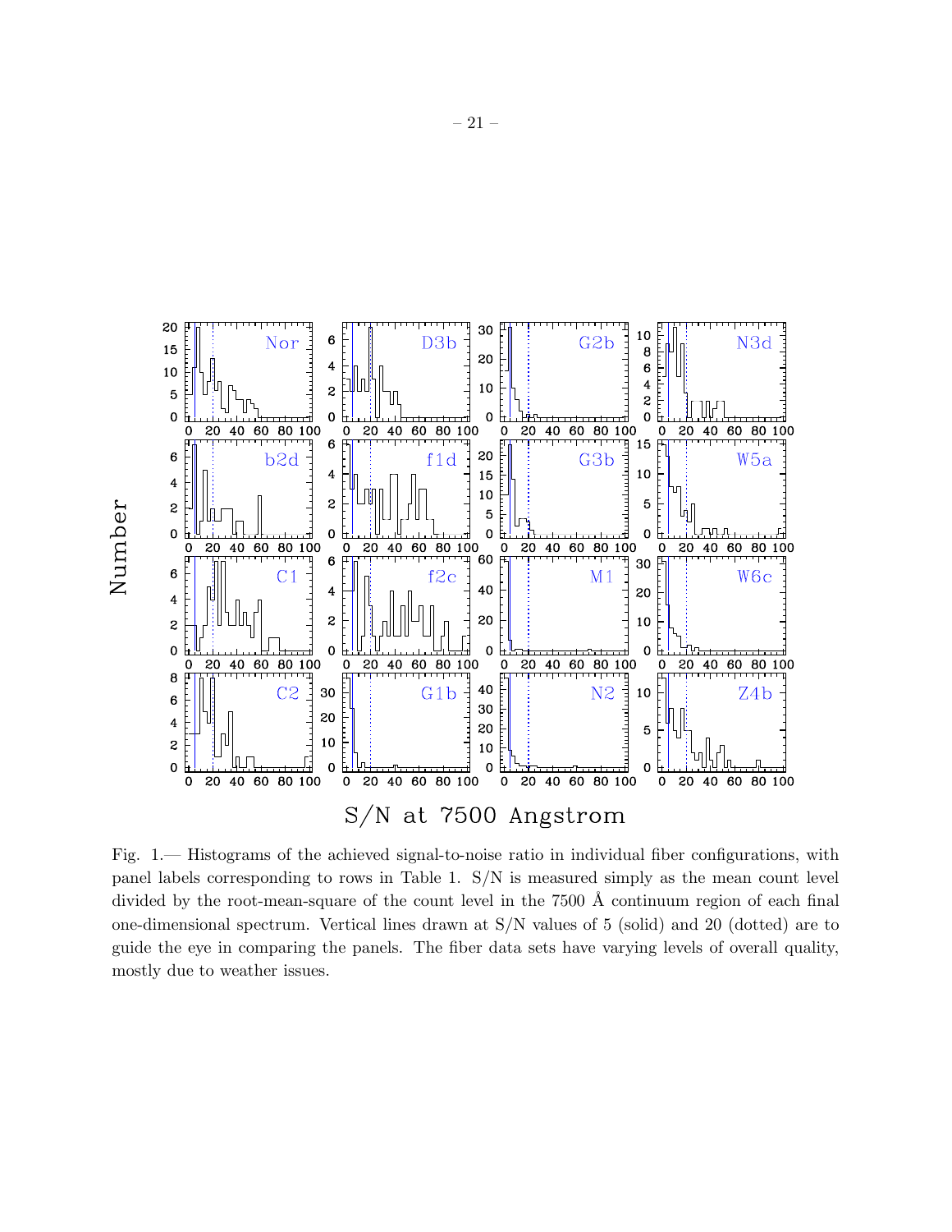Fig. 1.— Histograms of the achieved signal-to-noise ratio in individual fiber configurations, with panel labels corresponding to rows in Table 1. S/N is measured simply as the mean count level divided by the root-mean-square of the count level in the 7500 Å continuum region of each final one-dimensional spectrum. Vertical lines drawn at S/N values of 5 (solid) and 20 (dotted) are to guide the eye in comparing the panels. The fiber data sets have varying levels of overall quality, mostly due to weather issues.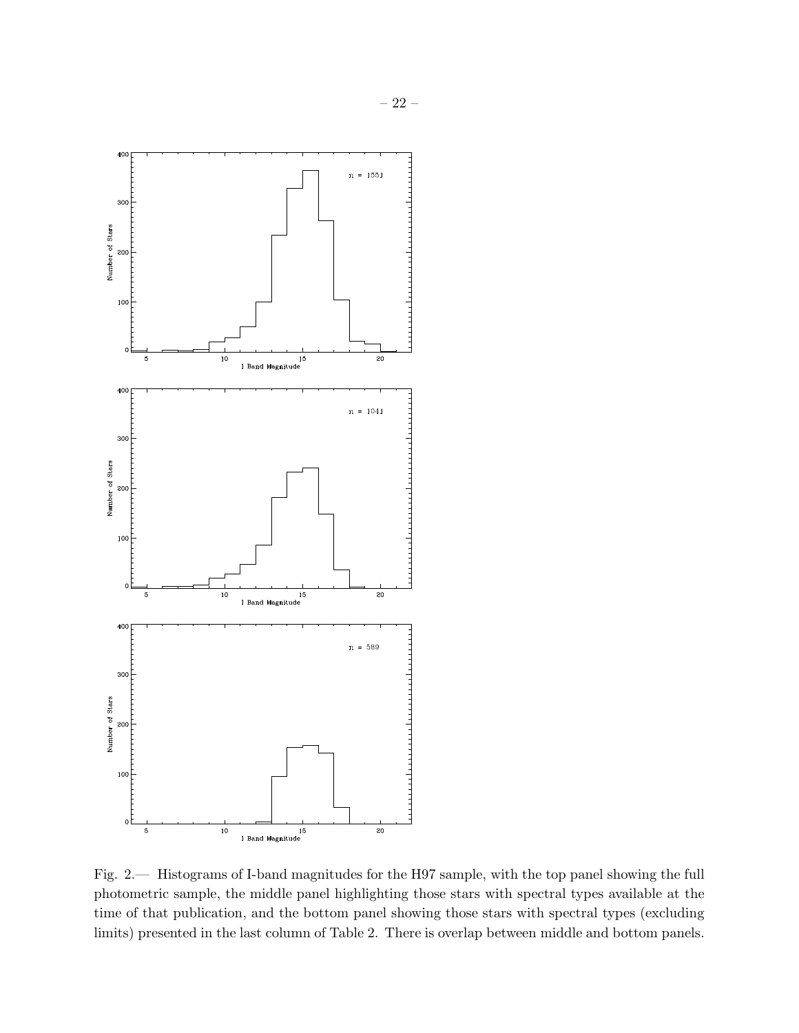Fig. 2.— Histograms of I-band magnitudes for the H97 sample, with the top panel showing the full photometric sample, the middle panel highlighting those stars with spectral types available at the time of that publication, and the bottom panel showing those stars with spectral types (excluding limits) presented in the last column of Table 2. There is overlap between middle and bottom panels.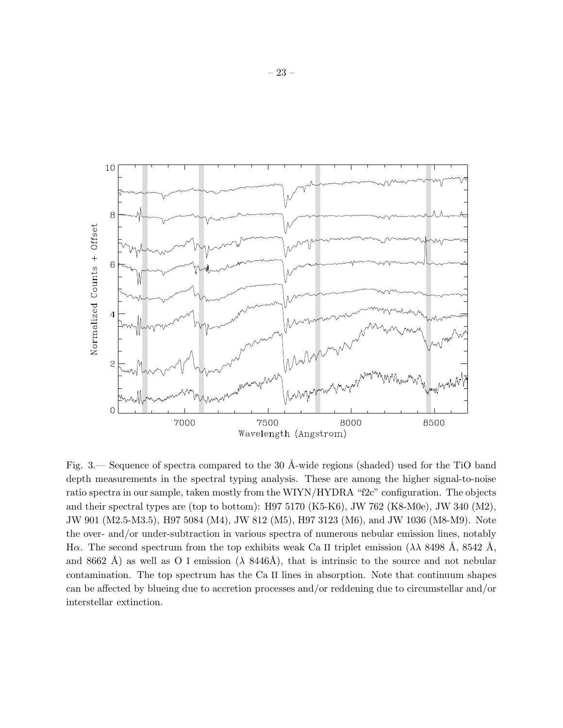Fig. 3.— Sequence of spectra compared to the 30 Å-wide regions (shaded) used for the TiO band depth measurements in the spectral typing analysis. These are among the higher signal-to-noise ratio spectra in our sample, taken mostly from the WIYN/HYDRA "f2c" configuration. The objects and their spectral types are (top to bottom): H97 5170 (K5-K6), JW 762 (K8-M0e), JW 340 (M2), JW 901 (M2.5-M3.5), H97 5084 (M4), JW 812 (M5), H97 3123 (M6), and JW 1036 (M8-M9). Note the over- and/or under-subtraction in various spectra of numerous nebular emission lines, notably H$\alpha$. The second spectrum from the top exhibits weak Ca II triplet emission ($\lambda\lambda$ 8498 Å, 8542 Å, and 8662 Å) as well as O I emission ($\lambda$ 8446Å), that is intrinsic to the source and not nebular contamination. The top spectrum has the Ca II lines in absorption. Note that continuum shapes can be affected by blueing due to accretion processes and/or reddening due to circumstellar and/or interstellar extinction.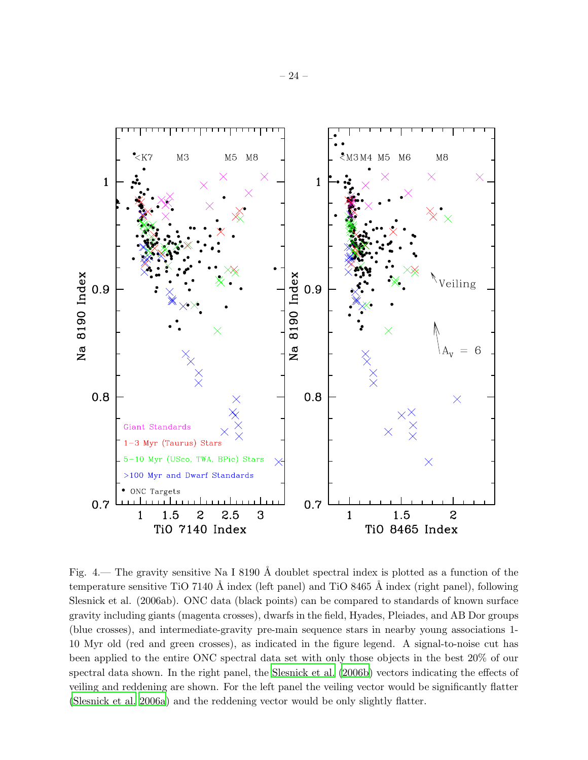Fig. 4.— The gravity sensitive Na I 8190 Å doublet spectral index is plotted as a function of the temperature sensitive TiO 7140 Å index (left panel) and TiO 8465 Å index (right panel), following Slesnick et al. (2006ab). ONC data (black points) can be compared to standards of known surface gravity including giants (magenta crosses), dwarfs in the field, Hyades, Pleiades, and AB Dor groups (blue crosses), and intermediate-gravity pre-main sequence stars in nearby young associations 1-10 Myr old (red and green crosses), as indicated in the figure legend. A signal-to-noise cut has been applied to the entire ONC spectral data set with only those objects in the best 20% of our spectral data shown. In the right panel, the Slesnick et al. (2006b) vectors indicating the effects of veiling and reddening are shown. For the left panel the veiling vector would be significantly flatter (Slesnick et al. 2006a) and the reddening vector would be only slightly flatter.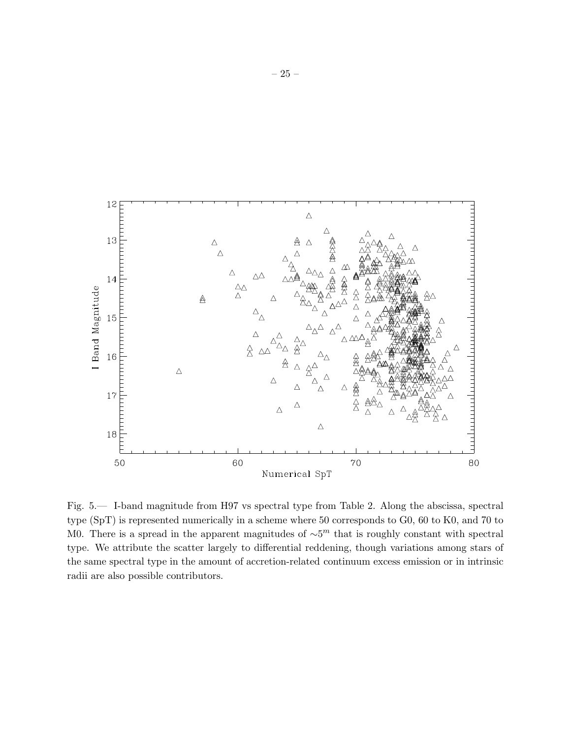Fig. 5.— I-band magnitude from H97 vs spectral type from Table 2. Along the abscissa, spectral type (SpT) is represented numerically in a scheme where 50 corresponds to G0, 60 to K0, and 70 to M0. There is a spread in the apparent magnitudes of $\sim 5^m$ that is roughly constant with spectral type. We attribute the scatter largely to differential reddening, though variations among stars of the same spectral type in the amount of accretion-related continuum excess emission or in intrinsic radii are also possible contributors.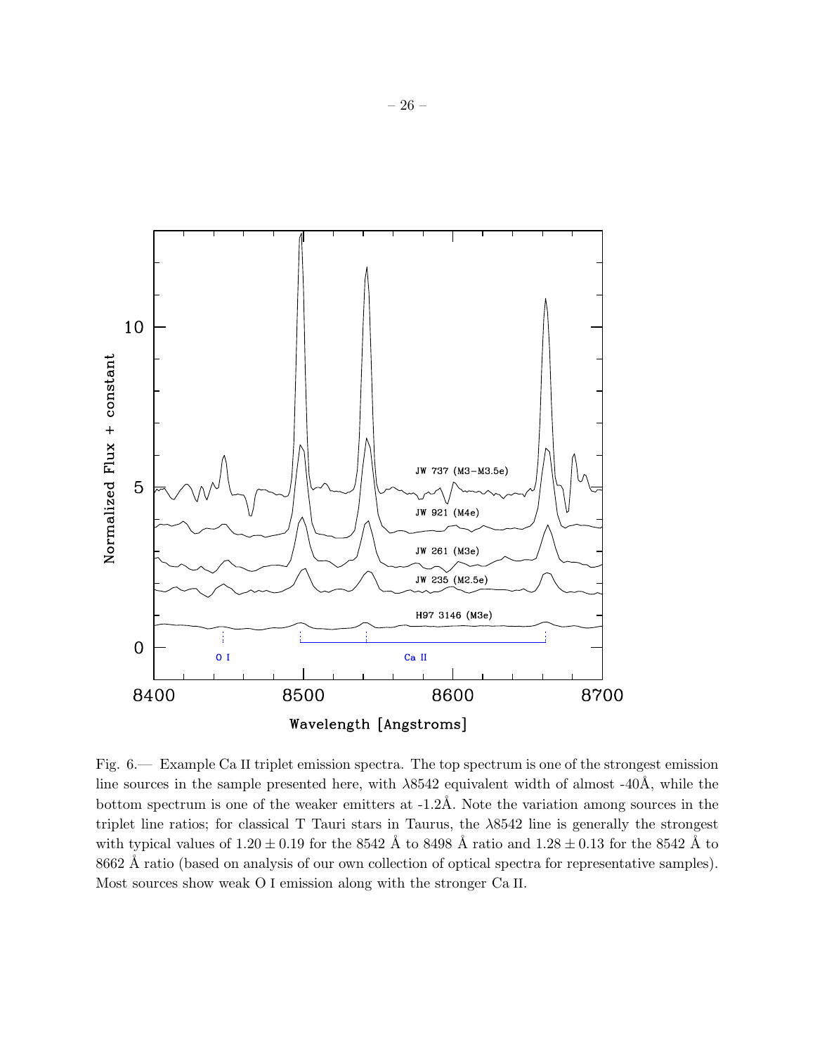Fig. 6.— Example Ca II triplet emission spectra. The top spectrum is one of the strongest emission line sources in the sample presented here, with $\lambda$8542 equivalent width of almost -40Å, while the bottom spectrum is one of the weaker emitters at -1.2Å. Note the variation among sources in the triplet line ratios; for classical T Tauri stars in Taurus, the $\lambda$8542 line is generally the strongest with typical values of $1.20 \pm 0.19$ for the 8542 Å to 8498 Å ratio and $1.28 \pm 0.13$ for the 8542 Å to 8662 Å ratio (based on analysis of our own collection of optical spectra for representative samples). Most sources show weak O I emission along with the stronger Ca II.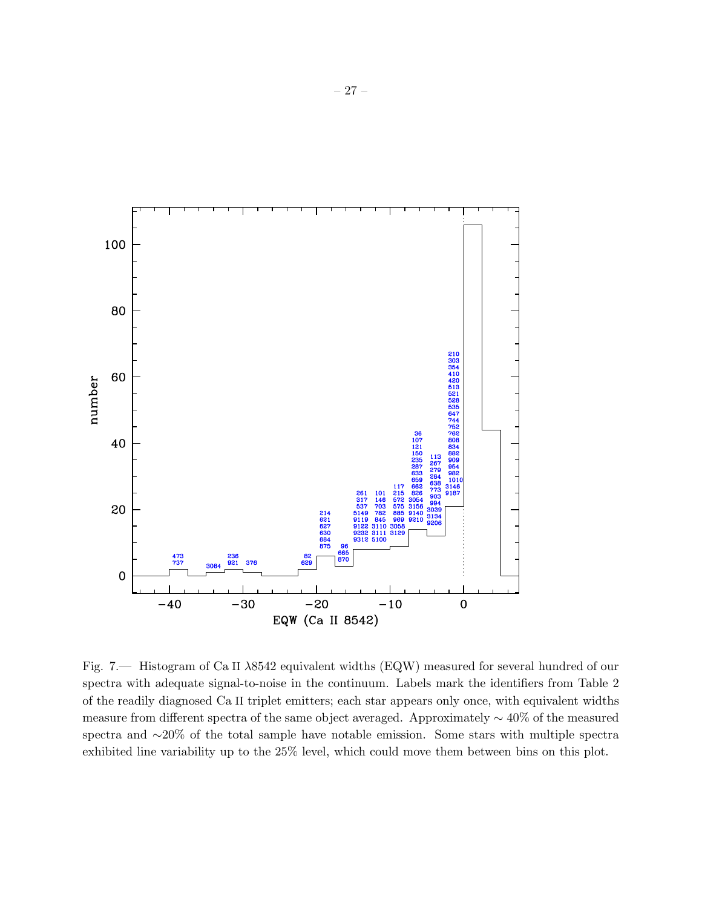Fig. 7.— Histogram of Ca II λ8542 equivalent widths (EQW) measured for several hundred of our spectra with adequate signal-to-noise in the continuum. Labels mark the identifiers from Table 2 of the readily diagnosed Ca II triplet emitters; each star appears only once, with equivalent widths measure from different spectra of the same object averaged. Approximately ∼ 40% of the measured spectra and ∼20% of the total sample have notable emission. Some stars with multiple spectra exhibited line variability up to the 25% level, which could move them between bins on this plot.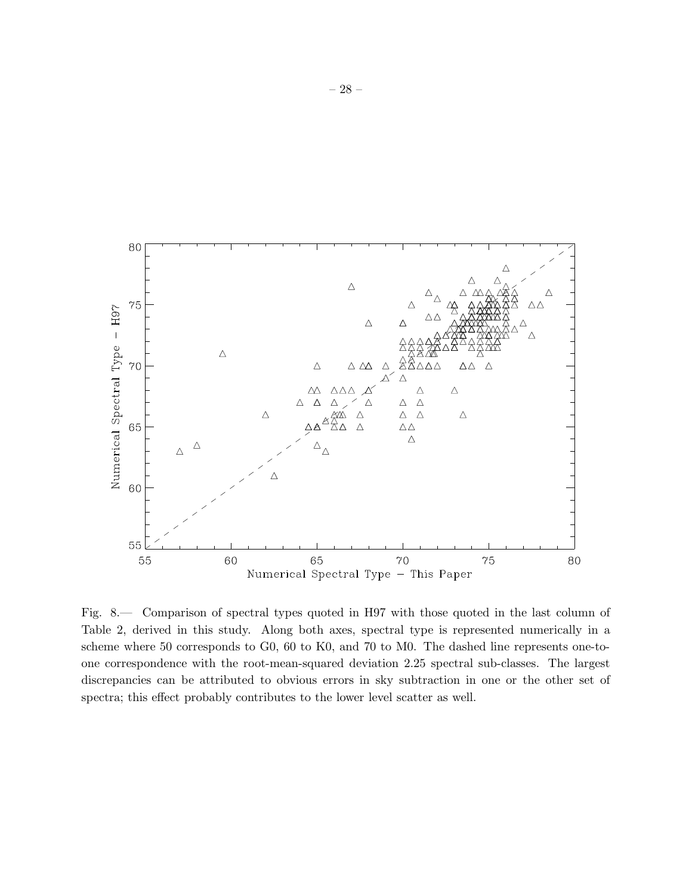Fig. 8.— Comparison of spectral types quoted in H97 with those quoted in the last column of Table 2, derived in this study. Along both axes, spectral type is represented numerically in a scheme where 50 corresponds to G0, 60 to K0, and 70 to M0. The dashed line represents one-to-one correspondence with the root-mean-squared deviation 2.25 spectral sub-classes. The largest discrepancies can be attributed to obvious errors in sky subtraction in one or the other set of spectra; this effect probably contributes to the lower level scatter as well.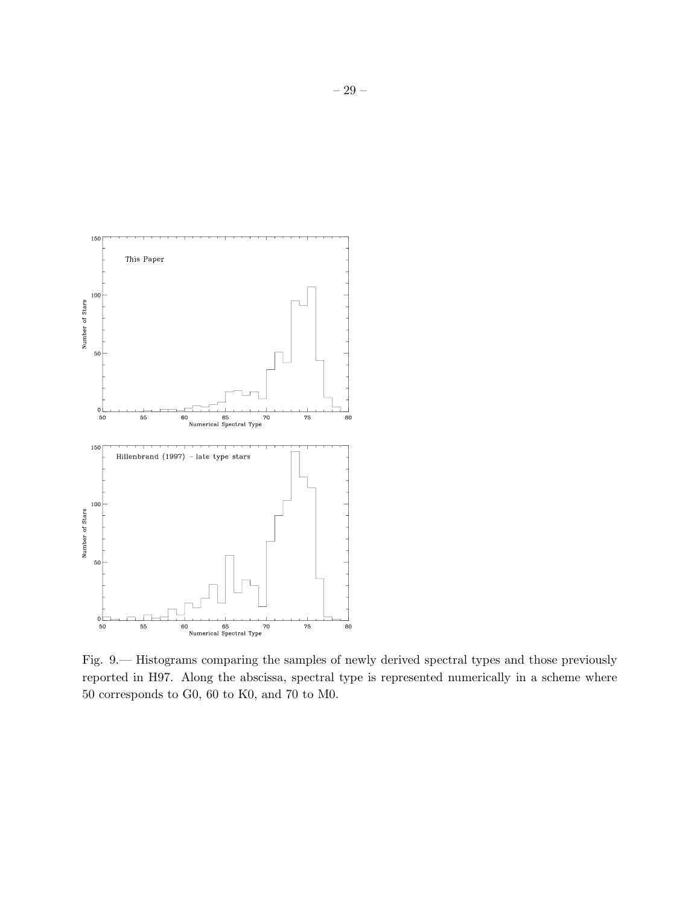Fig. 9.— Histograms comparing the samples of newly derived spectral types and those previously reported in H97. Along the abscissa, spectral type is represented numerically in a scheme where 50 corresponds to G0, 60 to K0, and 70 to M0.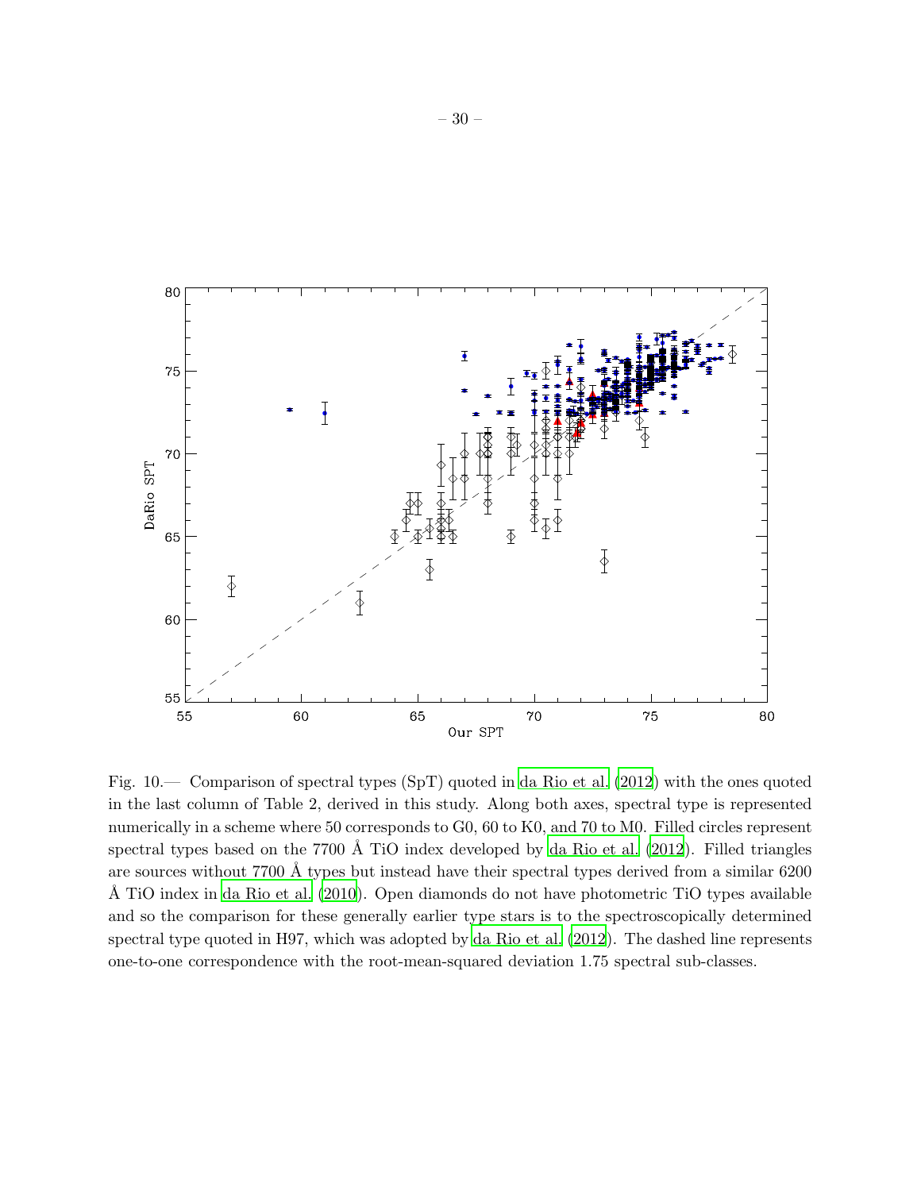Fig. 10.— Comparison of spectral types (SpT) quoted in da Rio et al. (2012) with the ones quoted in the last column of Table 2, derived in this study. Along both axes, spectral type is represented numerically in a scheme where 50 corresponds to G0, 60 to K0, and 70 to M0. Filled circles represent spectral types based on the 7700 Å TiO index developed by da Rio et al. (2012). Filled triangles are sources without 7700 Å types but instead have their spectral types derived from a similar 6200 Å TiO index in da Rio et al. (2010). Open diamonds do not have photometric TiO types available and so the comparison for these generally earlier type stars is to the spectroscopically determined spectral type quoted in H97, which was adopted by da Rio et al. (2012). The dashed line represents one-to-one correspondence with the root-mean-squared deviation 1.75 spectral sub-classes.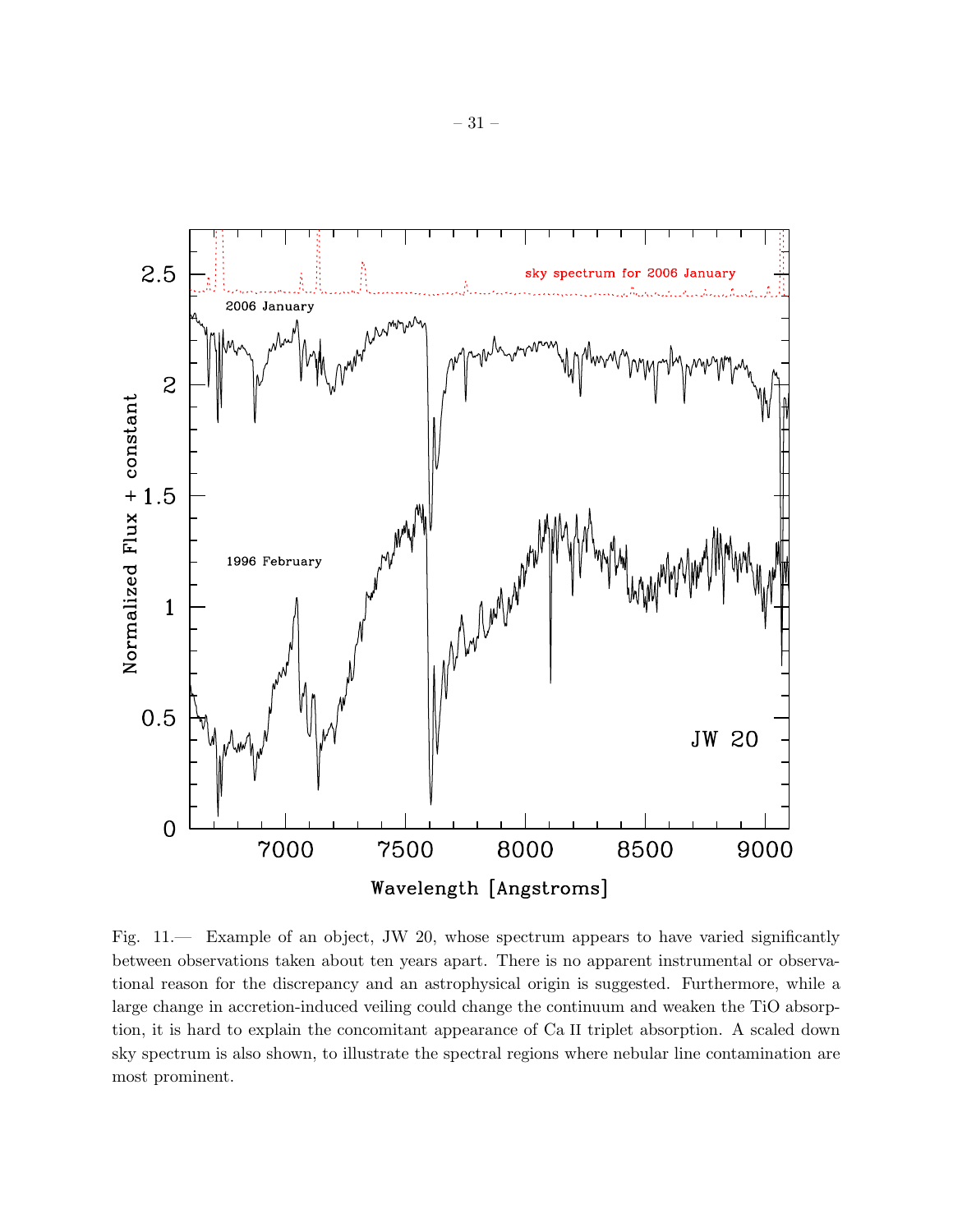Fig. 11.— Example of an object, JW 20, whose spectrum appears to have varied significantly between observations taken about ten years apart. There is no apparent instrumental or observational reason for the discrepancy and an astrophysical origin is suggested. Furthermore, while a large change in accretion-induced veiling could change the continuum and weaken the TiO absorption, it is hard to explain the concomitant appearance of Ca II triplet absorption. A scaled down sky spectrum is also shown, to illustrate the spectral regions where nebular line contamination are most prominent.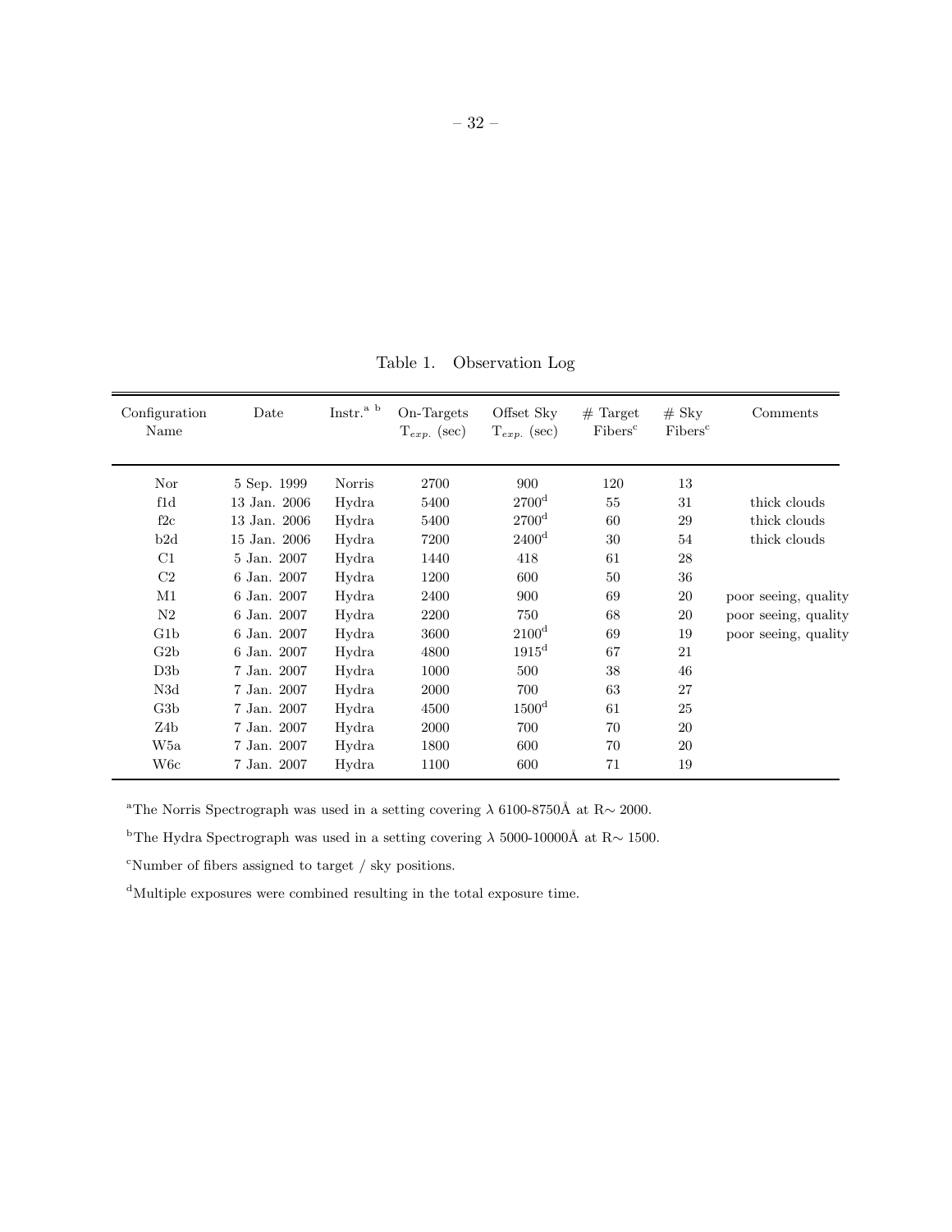Table 1. Observation Log

| Configuration Name | Date | Instr.[a b] | On-Targets $T_{exp.}$ (sec) | Offset Sky $T_{exp.}$ (sec) | # Target Fibers[c] | # Sky Fibers[c] | Comments |
|---|---|---|---|---|---|---|---|
| Nor | 5 Sep. 1999 | Norris | 2700 | 900 | 120 | 13 | |
| f1d | 13 Jan. 2006 | Hydra | 5400 | 2700[d] | 55 | 31 | thick clouds |
| f2c | 13 Jan. 2006 | Hydra | 5400 | 2700[d] | 60 | 29 | thick clouds |
| b2d | 15 Jan. 2006 | Hydra | 7200 | 2400[d] | 30 | 54 | thick clouds |
| C1 | 5 Jan. 2007 | Hydra | 1440 | 418 | 61 | 28 | |
| C2 | 6 Jan. 2007 | Hydra | 1200 | 600 | 50 | 36 | |
| M1 | 6 Jan. 2007 | Hydra | 2400 | 900 | 69 | 20 | poor seeing, quality |
| N2 | 6 Jan. 2007 | Hydra | 2200 | 750 | 68 | 20 | poor seeing, quality |
| G1b | 6 Jan. 2007 | Hydra | 3600 | 2100[d] | 69 | 19 | poor seeing, quality |
| G2b | 6 Jan. 2007 | Hydra | 4800 | 1915[d] | 67 | 21 | |
| D3b | 7 Jan. 2007 | Hydra | 1000 | 500 | 38 | 46 | |
| N3d | 7 Jan. 2007 | Hydra | 2000 | 700 | 63 | 27 | |
| G3b | 7 Jan. 2007 | Hydra | 4500 | 1500[d] | 61 | 25 | |
| Z4b | 7 Jan. 2007 | Hydra | 2000 | 700 | 70 | 20 | |
| W5a | 7 Jan. 2007 | Hydra | 1800 | 600 | 70 | 20 | |
| W6c | 7 Jan. 2007 | Hydra | 1100 | 600 | 71 | 19 | |

[a]The Norris Spectrograph was used in a setting covering $\lambda$ 6100-8750Å at R$\sim$ 2000.

[b]The Hydra Spectrograph was used in a setting covering $\lambda$ 5000-10000Å at R$\sim$ 1500.

[c]Number of fibers assigned to target / sky positions.

[d]Multiple exposures were combined resulting in the total exposure time.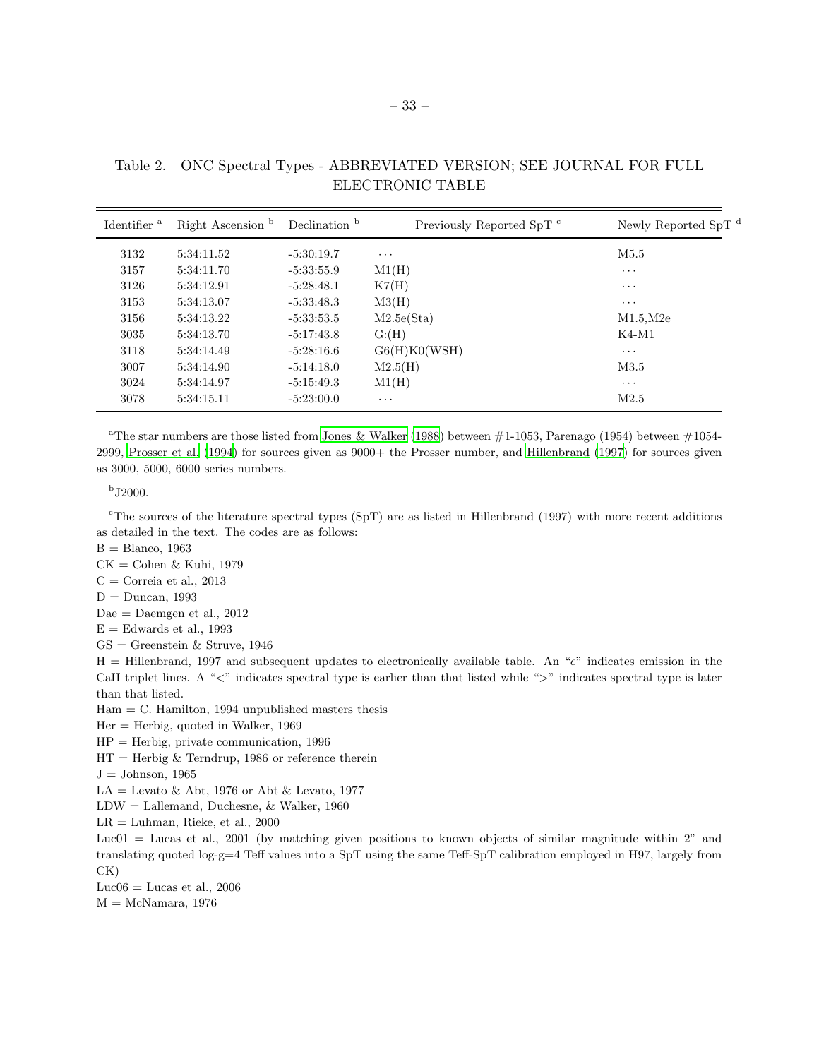Table 2. ONC Spectral Types - ABBREVIATED VERSION; SEE JOURNAL FOR FULL ELECTRONIC TABLE

| Identifier [a] | Right Ascension [b] | Declination [b] | Previously Reported SpT [c] | Newly Reported SpT [d] |
| --- | --- | --- | --- | --- |
| 3132 | 5:34:11.52 | -5:30:19.7 | ··· | M5.5 |
| 3157 | 5:34:11.70 | -5:33:55.9 | M1(H) | ··· |
| 3126 | 5:34:12.91 | -5:28:48.1 | K7(H) | ··· |
| 3153 | 5:34:13.07 | -5:33:48.3 | M3(H) | ··· |
| 3156 | 5:34:13.22 | -5:33:53.5 | M2.5e(Sta) | M1.5,M2e |
| 3035 | 5:34:13.70 | -5:17:43.8 | G:(H) | K4-M1 |
| 3118 | 5:34:14.49 | -5:28:16.6 | G6(H)K0(WSH) | ··· |
| 3007 | 5:34:14.90 | -5:14:18.0 | M2.5(H) | M3.5 |
| 3024 | 5:34:14.97 | -5:15:49.3 | M1(H) | ··· |
| 3078 | 5:34:15.11 | -5:23:00.0 | ··· | M2.5 |

[a]The star numbers are those listed from Jones & Walker (1988) between #1-1053, Parenago (1954) between #1054-2999, Prosser et al. (1994) for sources given as 9000+ the Prosser number, and Hillenbrand (1997) for sources given as 3000, 5000, 6000 series numbers.

[b]J2000.

[c]The sources of the literature spectral types (SpT) are as listed in Hillenbrand (1997) with more recent additions as detailed in the text. The codes are as follows:
B = Blanco, 1963
CK = Cohen & Kuhi, 1979
C = Correia et al., 2013
D = Duncan, 1993
Dae = Daemgen et al., 2012
E = Edwards et al., 1993
GS = Greenstein & Struve, 1946
H = Hillenbrand, 1997 and subsequent updates to electronically available table. An "e" indicates emission in the CaII triplet lines. A "<" indicates spectral type is earlier than that listed while ">" indicates spectral type is later than that listed.
Ham = C. Hamilton, 1994 unpublished masters thesis
Her = Herbig, quoted in Walker, 1969
HP = Herbig, private communication, 1996
HT = Herbig & Terndrup, 1986 or reference therein
J = Johnson, 1965
LA = Levato & Abt, 1976 or Abt & Levato, 1977
LDW = Lallemand, Duchesne, & Walker, 1960
LR = Luhman, Rieke, et al., 2000
Luc01 = Lucas et al., 2001 (by matching given positions to known objects of similar magnitude within 2" and translating quoted log-g=4 Teff values into a SpT using the same Teff-SpT calibration employed in H97, largely from CK)
Luc06 = Lucas et al., 2006
M = McNamara, 1976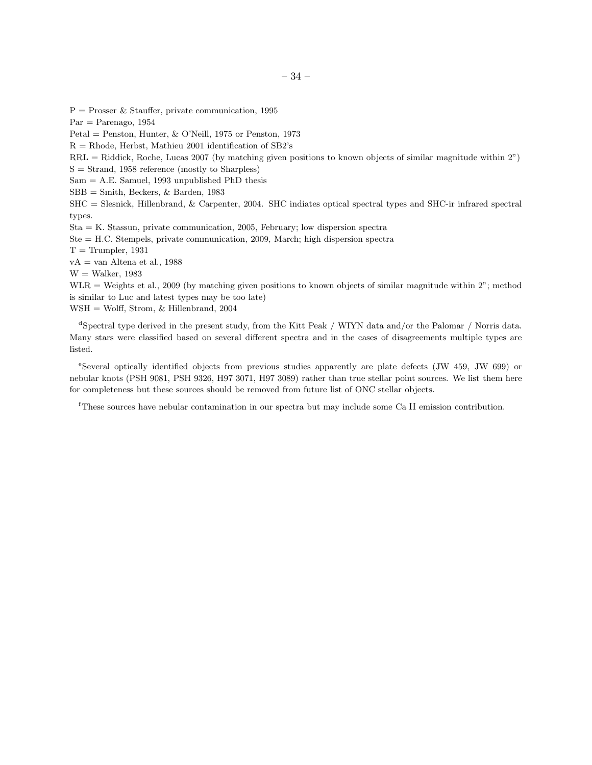P = Prosser & Stauffer, private communication, 1995

Par = Parenago, 1954

Petal = Penston, Hunter, & O'Neill, 1975 or Penston, 1973

R = Rhode, Herbst, Mathieu 2001 identification of SB2's

RRL = Riddick, Roche, Lucas 2007 (by matching given positions to known objects of similar magnitude within 2")

S = Strand, 1958 reference (mostly to Sharpless)

Sam = A.E. Samuel, 1993 unpublished PhD thesis

SBB = Smith, Beckers, & Barden, 1983

SHC = Slesnick, Hillenbrand, & Carpenter, 2004. SHC indiates optical spectral types and SHC-ir infrared spectral types.

Sta = K. Stassun, private communication, 2005, February; low dispersion spectra

Ste = H.C. Stempels, private communication, 2009, March; high dispersion spectra

T = Trumpler, 1931

vA = van Altena et al., 1988

W = Walker, 1983

WLR = Weights et al., 2009 (by matching given positions to known objects of similar magnitude within 2"; method is similar to Luc and latest types may be too late)

WSH = Wolff, Strom, & Hillenbrand, 2004

[d]Spectral type derived in the present study, from the Kitt Peak / WIYN data and/or the Palomar / Norris data. Many stars were classified based on several different spectra and in the cases of disagreements multiple types are listed.

[e]Several optically identified objects from previous studies apparently are plate defects (JW 459, JW 699) or nebular knots (PSH 9081, PSH 9326, H97 3071, H97 3089) rather than true stellar point sources. We list them here for completeness but these sources should be removed from future list of ONC stellar objects.

[f]These sources have nebular contamination in our spectra but may include some Ca II emission contribution.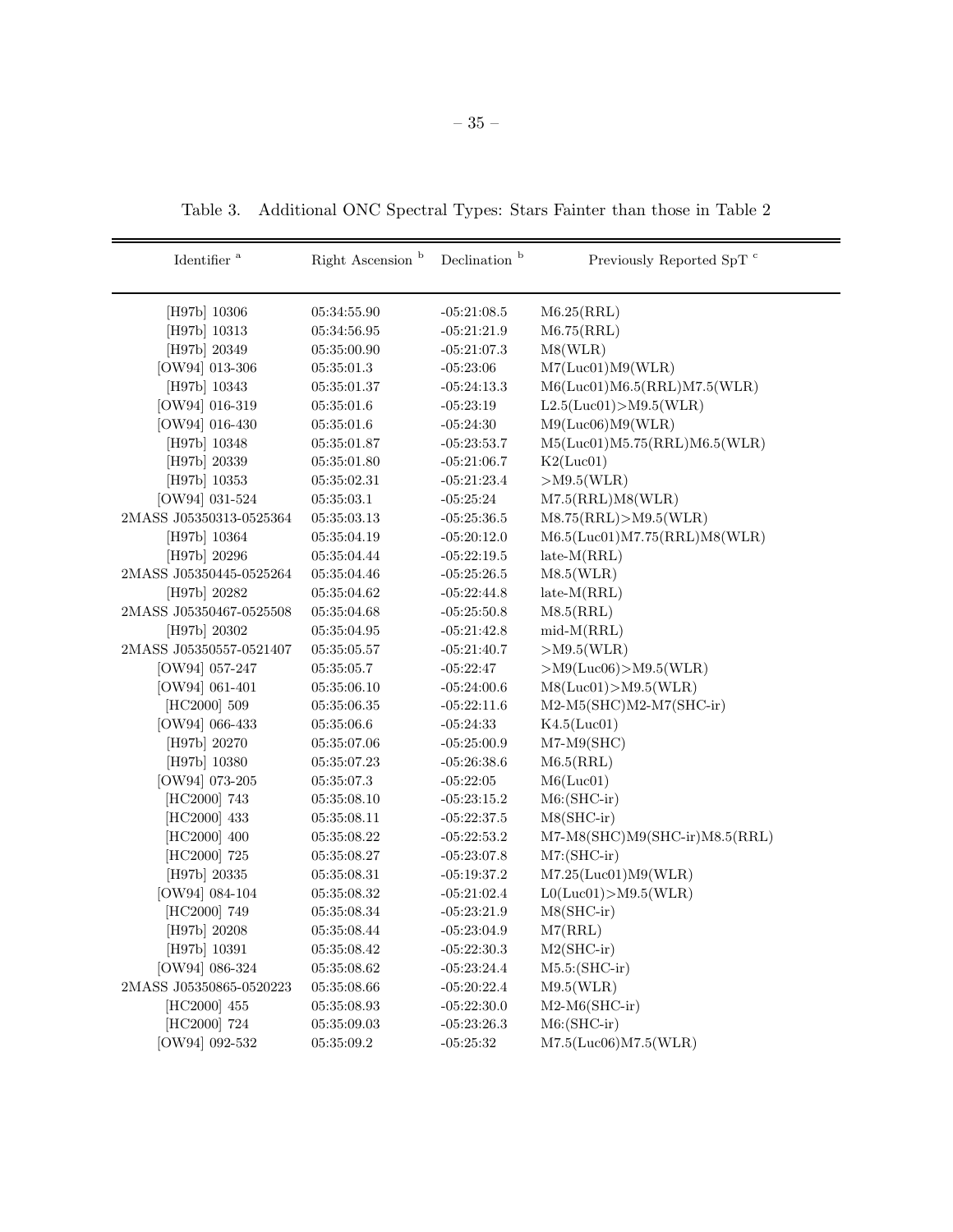Table 3. Additional ONC Spectral Types: Stars Fainter than those in Table 2

| Identifier [a] | Right Ascension [b] | Declination [b] | Previously Reported SpT [c] |
|---|---|---|---|
| [H97b] 10306 | 05:34:55.90 | -05:21:08.5 | M6.25(RRL) |
| [H97b] 10313 | 05:34:56.95 | -05:21:21.9 | M6.75(RRL) |
| [H97b] 20349 | 05:35:00.90 | -05:21:07.3 | M8(WLR) |
| [OW94] 013-306 | 05:35:01.3 | -05:23:06 | M7(Luc01)M9(WLR) |
| [H97b] 10343 | 05:35:01.37 | -05:24:13.3 | M6(Luc01)M6.5(RRL)M7.5(WLR) |
| [OW94] 016-319 | 05:35:01.6 | -05:23:19 | L2.5(Luc01)>M9.5(WLR) |
| [OW94] 016-430 | 05:35:01.6 | -05:24:30 | M9(Luc06)M9(WLR) |
| [H97b] 10348 | 05:35:01.87 | -05:23:53.7 | M5(Luc01)M5.75(RRL)M6.5(WLR) |
| [H97b] 20339 | 05:35:01.80 | -05:21:06.7 | K2(Luc01) |
| [H97b] 10353 | 05:35:02.31 | -05:21:23.4 | >M9.5(WLR) |
| [OW94] 031-524 | 05:35:03.1 | -05:25:24 | M7.5(RRL)M8(WLR) |
| 2MASS J05350313-0525364 | 05:35:03.13 | -05:25:36.5 | M8.75(RRL)>M9.5(WLR) |
| [H97b] 10364 | 05:35:04.19 | -05:20:12.0 | M6.5(Luc01)M7.75(RRL)M8(WLR) |
| [H97b] 20296 | 05:35:04.44 | -05:22:19.5 | late-M(RRL) |
| 2MASS J05350445-0525264 | 05:35:04.46 | -05:25:26.5 | M8.5(WLR) |
| [H97b] 20282 | 05:35:04.62 | -05:22:44.8 | late-M(RRL) |
| 2MASS J05350467-0525508 | 05:35:04.68 | -05:25:50.8 | M8.5(RRL) |
| [H97b] 20302 | 05:35:04.95 | -05:21:42.8 | mid-M(RRL) |
| 2MASS J05350557-0521407 | 05:35:05.57 | -05:21:40.7 | >M9.5(WLR) |
| [OW94] 057-247 | 05:35:05.7 | -05:22:47 | >M9(Luc06)>M9.5(WLR) |
| [OW94] 061-401 | 05:35:06.10 | -05:24:00.6 | M8(Luc01)>M9.5(WLR) |
| [HC2000] 509 | 05:35:06.35 | -05:22:11.6 | M2-M5(SHC)M2-M7(SHC-ir) |
| [OW94] 066-433 | 05:35:06.6 | -05:24:33 | K4.5(Luc01) |
| [H97b] 20270 | 05:35:07.06 | -05:25:00.9 | M7-M9(SHC) |
| [H97b] 10380 | 05:35:07.23 | -05:26:38.6 | M6.5(RRL) |
| [OW94] 073-205 | 05:35:07.3 | -05:22:05 | M6(Luc01) |
| [HC2000] 743 | 05:35:08.10 | -05:23:15.2 | M6:(SHC-ir) |
| [HC2000] 433 | 05:35:08.11 | -05:22:37.5 | M8(SHC-ir) |
| [HC2000] 400 | 05:35:08.22 | -05:22:53.2 | M7-M8(SHC)M9(SHC-ir)M8.5(RRL) |
| [HC2000] 725 | 05:35:08.27 | -05:23:07.8 | M7:(SHC-ir) |
| [H97b] 20335 | 05:35:08.31 | -05:19:37.2 | M7.25(Luc01)M9(WLR) |
| [OW94] 084-104 | 05:35:08.32 | -05:21:02.4 | L0(Luc01)>M9.5(WLR) |
| [HC2000] 749 | 05:35:08.34 | -05:23:21.9 | M8(SHC-ir) |
| [H97b] 20208 | 05:35:08.44 | -05:23:04.9 | M7(RRL) |
| [H97b] 10391 | 05:35:08.42 | -05:22:30.3 | M2(SHC-ir) |
| [OW94] 086-324 | 05:35:08.62 | -05:23:24.4 | M5.5:(SHC-ir) |
| 2MASS J05350865-0520223 | 05:35:08.66 | -05:20:22.4 | M9.5(WLR) |
| [HC2000] 455 | 05:35:08.93 | -05:22:30.0 | M2-M6(SHC-ir) |
| [HC2000] 724 | 05:35:09.03 | -05:23:26.3 | M6:(SHC-ir) |
| [OW94] 092-532 | 05:35:09.2 | -05:25:32 | M7.5(Luc06)M7.5(WLR) |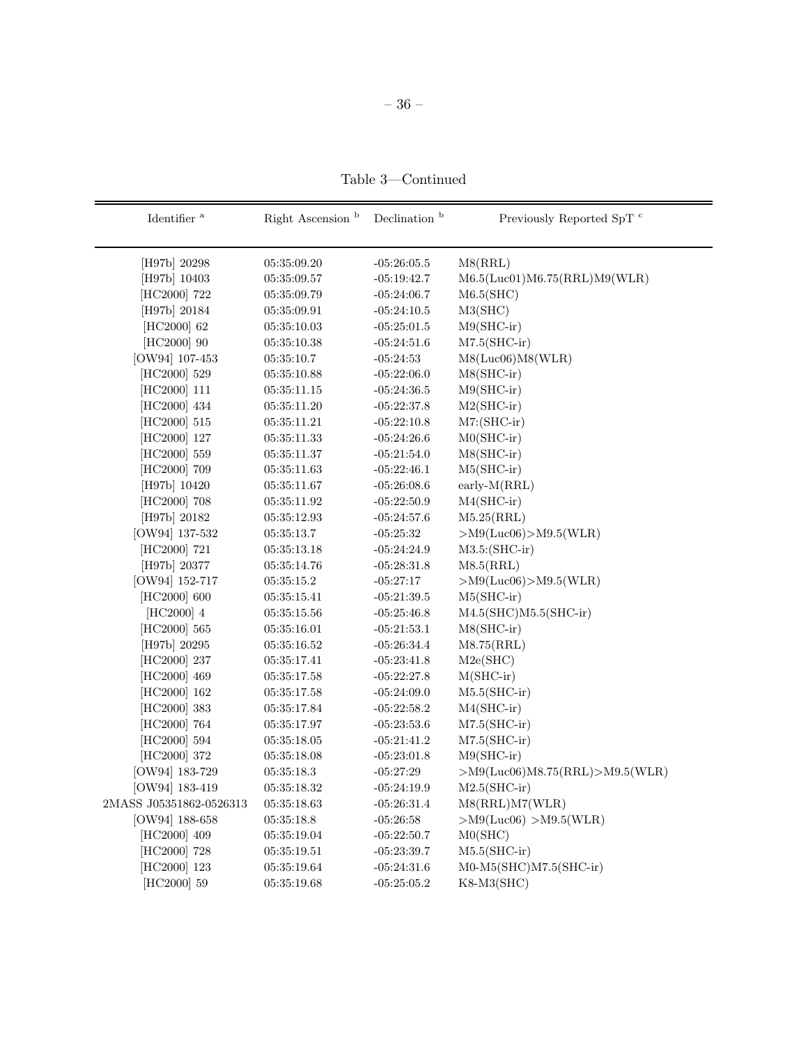Table 3—Continued

| Identifier [a] | Right Ascension [b] | Declination [b] | Previously Reported SpT [c] |
|---|---|---|---|
| [H97b] 20298 | 05:35:09.20 | -05:26:05.5 | M8(RRL) |
| [H97b] 10403 | 05:35:09.57 | -05:19:42.7 | M6.5(Luc01)M6.75(RRL)M9(WLR) |
| [HC2000] 722 | 05:35:09.79 | -05:24:06.7 | M6.5(SHC) |
| [H97b] 20184 | 05:35:09.91 | -05:24:10.5 | M3(SHC) |
| [HC2000] 62 | 05:35:10.03 | -05:25:01.5 | M9(SHC-ir) |
| [HC2000] 90 | 05:35:10.38 | -05:24:51.6 | M7.5(SHC-ir) |
| [OW94] 107-453 | 05:35:10.7 | -05:24:53 | M8(Luc06)M8(WLR) |
| [HC2000] 529 | 05:35:10.88 | -05:22:06.0 | M8(SHC-ir) |
| [HC2000] 111 | 05:35:11.15 | -05:24:36.5 | M9(SHC-ir) |
| [HC2000] 434 | 05:35:11.20 | -05:22:37.8 | M2(SHC-ir) |
| [HC2000] 515 | 05:35:11.21 | -05:22:10.8 | M7:(SHC-ir) |
| [HC2000] 127 | 05:35:11.33 | -05:24:26.6 | M0(SHC-ir) |
| [HC2000] 559 | 05:35:11.37 | -05:21:54.0 | M8(SHC-ir) |
| [HC2000] 709 | 05:35:11.63 | -05:22:46.1 | M5(SHC-ir) |
| [H97b] 10420 | 05:35:11.67 | -05:26:08.6 | early-M(RRL) |
| [HC2000] 708 | 05:35:11.92 | -05:22:50.9 | M4(SHC-ir) |
| [H97b] 20182 | 05:35:12.93 | -05:24:57.6 | M5.25(RRL) |
| [OW94] 137-532 | 05:35:13.7 | -05:25:32 | >M9(Luc06)>M9.5(WLR) |
| [HC2000] 721 | 05:35:13.18 | -05:24:24.9 | M3.5:(SHC-ir) |
| [H97b] 20377 | 05:35:14.76 | -05:28:31.8 | M8.5(RRL) |
| [OW94] 152-717 | 05:35:15.2 | -05:27:17 | >M9(Luc06)>M9.5(WLR) |
| [HC2000] 600 | 05:35:15.41 | -05:21:39.5 | M5(SHC-ir) |
| [HC2000] 4 | 05:35:15.56 | -05:25:46.8 | M4.5(SHC)M5.5(SHC-ir) |
| [HC2000] 565 | 05:35:16.01 | -05:21:53.1 | M8(SHC-ir) |
| [H97b] 20295 | 05:35:16.52 | -05:26:34.4 | M8.75(RRL) |
| [HC2000] 237 | 05:35:17.41 | -05:23:41.8 | M2e(SHC) |
| [HC2000] 469 | 05:35:17.58 | -05:22:27.8 | M(SHC-ir) |
| [HC2000] 162 | 05:35:17.58 | -05:24:09.0 | M5.5(SHC-ir) |
| [HC2000] 383 | 05:35:17.84 | -05:22:58.2 | M4(SHC-ir) |
| [HC2000] 764 | 05:35:17.97 | -05:23:53.6 | M7.5(SHC-ir) |
| [HC2000] 594 | 05:35:18.05 | -05:21:41.2 | M7.5(SHC-ir) |
| [HC2000] 372 | 05:35:18.08 | -05:23:01.8 | M9(SHC-ir) |
| [OW94] 183-729 | 05:35:18.3 | -05:27:29 | >M9(Luc06)M8.75(RRL)>M9.5(WLR) |
| [OW94] 183-419 | 05:35:18.32 | -05:24:19.9 | M2.5(SHC-ir) |
| 2MASS J05351862-0526313 | 05:35:18.63 | -05:26:31.4 | M8(RRL)M7(WLR) |
| [OW94] 188-658 | 05:35:18.8 | -05:26:58 | >M9(Luc06) >M9.5(WLR) |
| [HC2000] 409 | 05:35:19.04 | -05:22:50.7 | M0(SHC) |
| [HC2000] 728 | 05:35:19.51 | -05:23:39.7 | M5.5(SHC-ir) |
| [HC2000] 123 | 05:35:19.64 | -05:24:31.6 | M0-M5(SHC)M7.5(SHC-ir) |
| [HC2000] 59 | 05:35:19.68 | -05:25:05.2 | K8-M3(SHC) |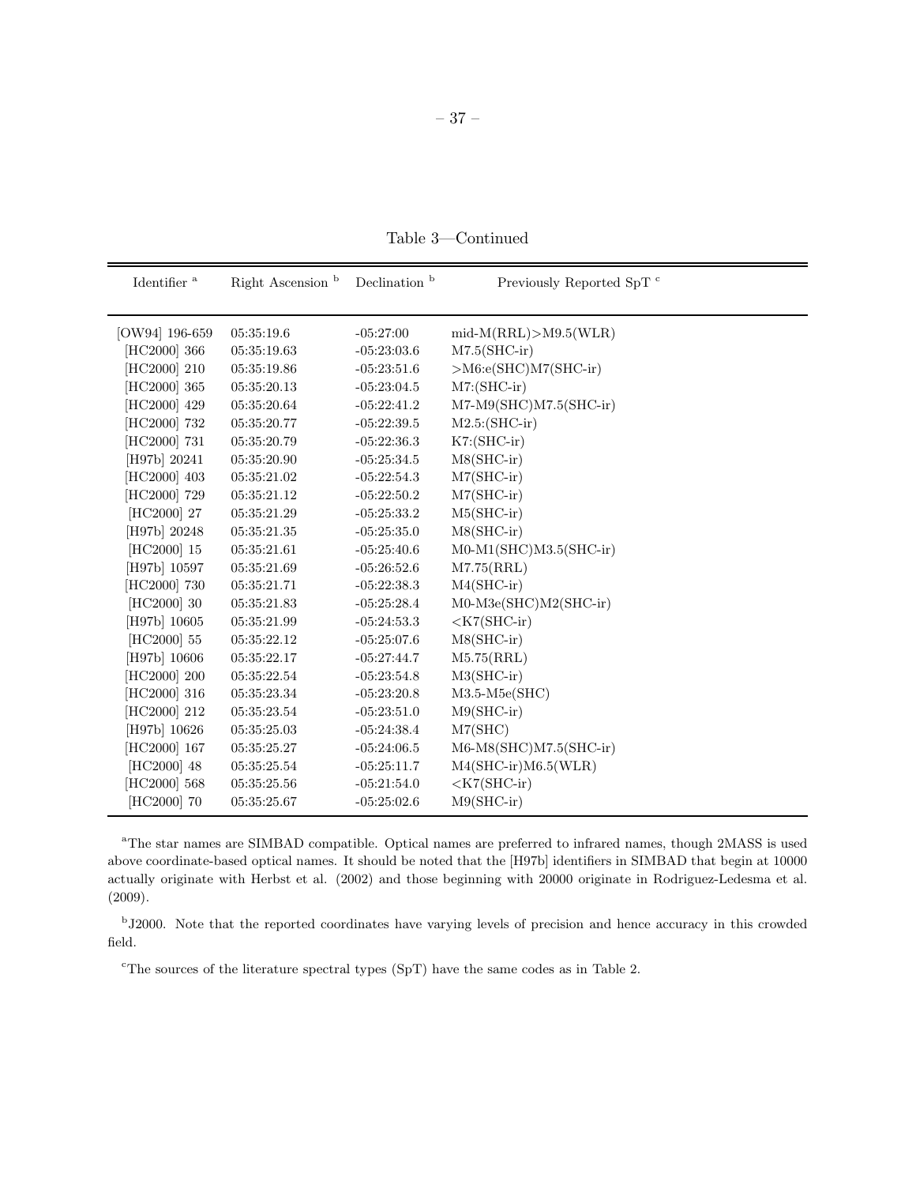Table 3—Continued

| Identifier [a] | Right Ascension [b] | Declination [b] | Previously Reported SpT [c] |
|---|---|---|---|
| [OW94] 196-659 | 05:35:19.6 | -05:27:00 | mid-M(RRL)>M9.5(WLR) |
| [HC2000] 366 | 05:35:19.63 | -05:23:03.6 | M7.5(SHC-ir) |
| [HC2000] 210 | 05:35:19.86 | -05:23:51.6 | >M6:e(SHC)M7(SHC-ir) |
| [HC2000] 365 | 05:35:20.13 | -05:23:04.5 | M7:(SHC-ir) |
| [HC2000] 429 | 05:35:20.64 | -05:22:41.2 | M7-M9(SHC)M7.5(SHC-ir) |
| [HC2000] 732 | 05:35:20.77 | -05:22:39.5 | M2.5:(SHC-ir) |
| [HC2000] 731 | 05:35:20.79 | -05:22:36.3 | K7:(SHC-ir) |
| [H97b] 20241 | 05:35:20.90 | -05:25:34.5 | M8(SHC-ir) |
| [HC2000] 403 | 05:35:21.02 | -05:22:54.3 | M7(SHC-ir) |
| [HC2000] 729 | 05:35:21.12 | -05:22:50.2 | M7(SHC-ir) |
| [HC2000] 27 | 05:35:21.29 | -05:25:33.2 | M5(SHC-ir) |
| [H97b] 20248 | 05:35:21.35 | -05:25:35.0 | M8(SHC-ir) |
| [HC2000] 15 | 05:35:21.61 | -05:25:40.6 | M0-M1(SHC)M3.5(SHC-ir) |
| [H97b] 10597 | 05:35:21.69 | -05:26:52.6 | M7.75(RRL) |
| [HC2000] 730 | 05:35:21.71 | -05:22:38.3 | M4(SHC-ir) |
| [HC2000] 30 | 05:35:21.83 | -05:25:28.4 | M0-M3e(SHC)M2(SHC-ir) |
| [H97b] 10605 | 05:35:21.99 | -05:24:53.3 | <K7(SHC-ir) |
| [HC2000] 55 | 05:35:22.12 | -05:25:07.6 | M8(SHC-ir) |
| [H97b] 10606 | 05:35:22.17 | -05:27:44.7 | M5.75(RRL) |
| [HC2000] 200 | 05:35:22.54 | -05:23:54.8 | M3(SHC-ir) |
| [HC2000] 316 | 05:35:23.34 | -05:23:20.8 | M3.5-M5e(SHC) |
| [HC2000] 212 | 05:35:23.54 | -05:23:51.0 | M9(SHC-ir) |
| [H97b] 10626 | 05:35:25.03 | -05:24:38.4 | M7(SHC) |
| [HC2000] 167 | 05:35:25.27 | -05:24:06.5 | M6-M8(SHC)M7.5(SHC-ir) |
| [HC2000] 48 | 05:35:25.54 | -05:25:11.7 | M4(SHC-ir)M6.5(WLR) |
| [HC2000] 568 | 05:35:25.56 | -05:21:54.0 | <K7(SHC-ir) |
| [HC2000] 70 | 05:35:25.67 | -05:25:02.6 | M9(SHC-ir) |

[a]The star names are SIMBAD compatible. Optical names are preferred to infrared names, though 2MASS is used above coordinate-based optical names. It should be noted that the [H97b] identifiers in SIMBAD that begin at 10000 actually originate with Herbst et al. (2002) and those beginning with 20000 originate in Rodriguez-Ledesma et al. (2009).

[b]J2000. Note that the reported coordinates have varying levels of precision and hence accuracy in this crowded field.

[c]The sources of the literature spectral types (SpT) have the same codes as in Table 2.